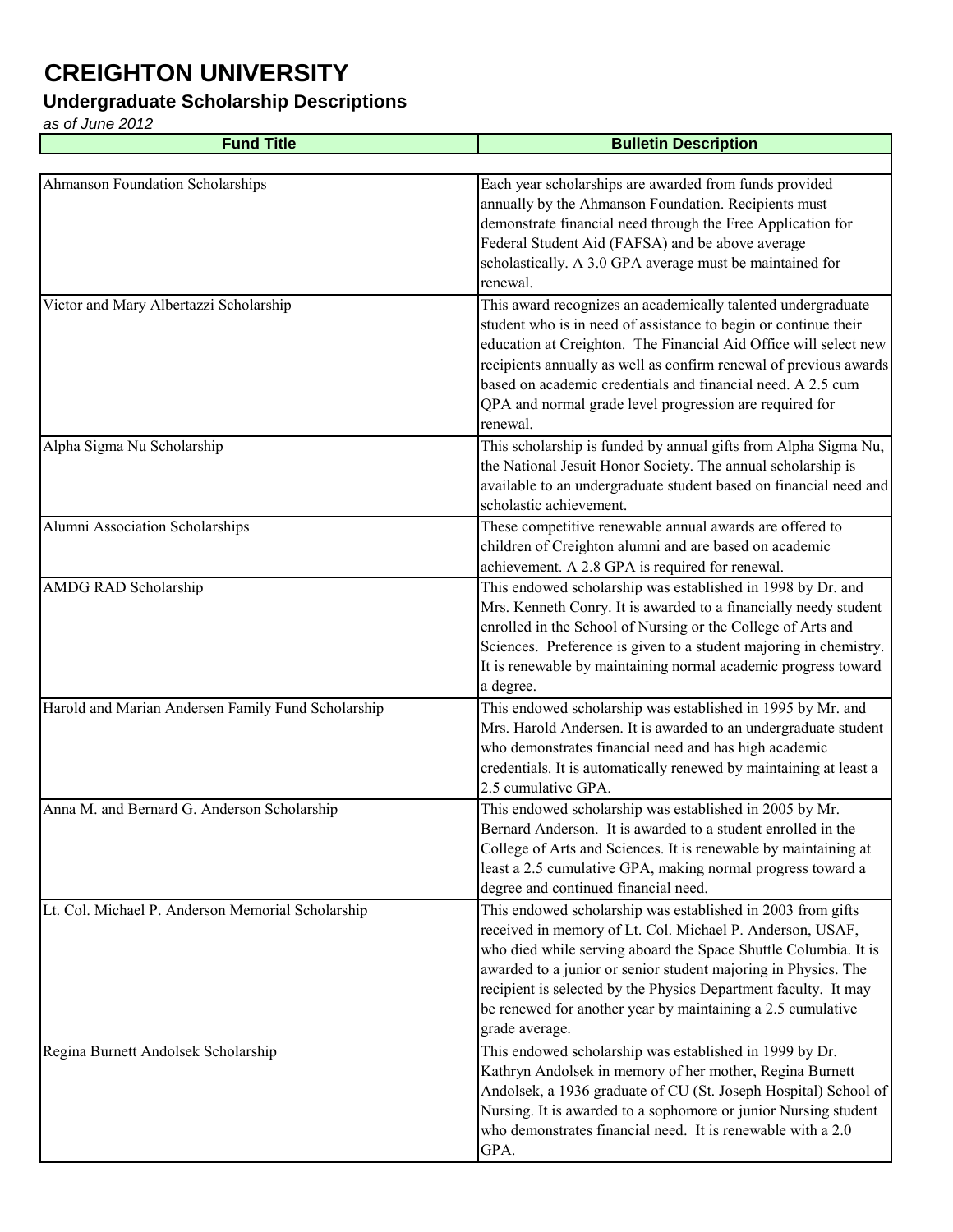# CREIGHTON UNIVERSITY

## Undergraduate Scholarship Descriptions

*as of June 2012*

| Fund Title | Bulletin Description |
| --- | --- |
| Ahmanson Foundation Scholarships | Each year scholarships are awarded from funds provided annually by the Ahmanson Foundation. Recipients must demonstrate financial need through the Free Application for Federal Student Aid (FAFSA) and be above average scholastically. A 3.0 GPA average must be maintained for renewal. |
| Victor and Mary Albertazzi Scholarship | This award recognizes an academically talented undergraduate student who is in need of assistance to begin or continue their education at Creighton. The Financial Aid Office will select new recipients annually as well as confirm renewal of previous awards based on academic credentials and financial need. A 2.5 cum QPA and normal grade level progression are required for renewal. |
| Alpha Sigma Nu Scholarship | This scholarship is funded by annual gifts from Alpha Sigma Nu, the National Jesuit Honor Society. The annual scholarship is available to an undergraduate student based on financial need and scholastic achievement. |
| Alumni Association Scholarships | These competitive renewable annual awards are offered to children of Creighton alumni and are based on academic achievement. A 2.8 GPA is required for renewal. |
| AMDG RAD Scholarship | This endowed scholarship was established in 1998 by Dr. and Mrs. Kenneth Conry. It is awarded to a financially needy student enrolled in the School of Nursing or the College of Arts and Sciences. Preference is given to a student majoring in chemistry. It is renewable by maintaining normal academic progress toward a degree. |
| Harold and Marian Andersen Family Fund Scholarship | This endowed scholarship was established in 1995 by Mr. and Mrs. Harold Andersen. It is awarded to an undergraduate student who demonstrates financial need and has high academic credentials. It is automatically renewed by maintaining at least a 2.5 cumulative GPA. |
| Anna M. and Bernard G. Anderson Scholarship | This endowed scholarship was established in 2005 by Mr. Bernard Anderson. It is awarded to a student enrolled in the College of Arts and Sciences. It is renewable by maintaining at least a 2.5 cumulative GPA, making normal progress toward a degree and continued financial need. |
| Lt. Col. Michael P. Anderson Memorial Scholarship | This endowed scholarship was established in 2003 from gifts received in memory of Lt. Col. Michael P. Anderson, USAF, who died while serving aboard the Space Shuttle Columbia. It is awarded to a junior or senior student majoring in Physics. The recipient is selected by the Physics Department faculty. It may be renewed for another year by maintaining a 2.5 cumulative grade average. |
| Regina Burnett Andolsek Scholarship | This endowed scholarship was established in 1999 by Dr. Kathryn Andolsek in memory of her mother, Regina Burnett Andolsek, a 1936 graduate of CU (St. Joseph Hospital) School of Nursing. It is awarded to a sophomore or junior Nursing student who demonstrates financial need. It is renewable with a 2.0 GPA. |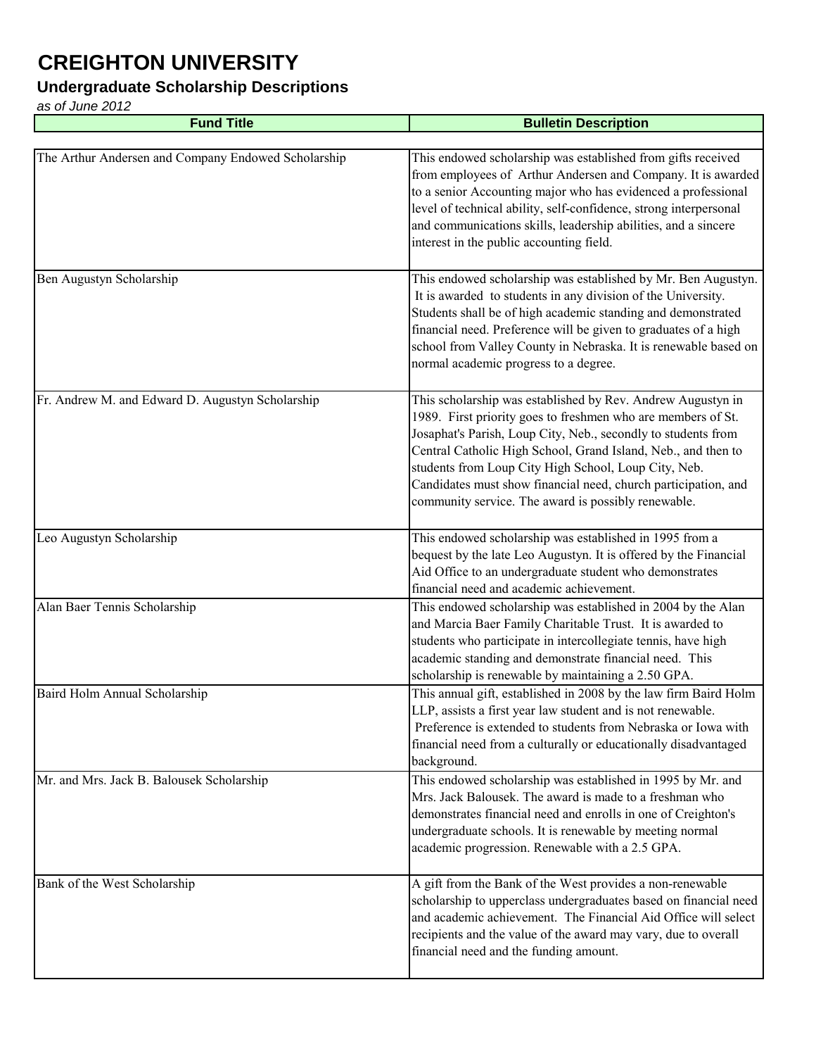# CREIGHTON UNIVERSITY

## Undergraduate Scholarship Descriptions

*as of June 2012*

| Fund Title | Bulletin Description |
|---|---|
| The Arthur Andersen and Company Endowed Scholarship | This endowed scholarship was established from gifts received from employees of Arthur Andersen and Company. It is awarded to a senior Accounting major who has evidenced a professional level of technical ability, self-confidence, strong interpersonal and communications skills, leadership abilities, and a sincere interest in the public accounting field. |
| Ben Augustyn Scholarship | This endowed scholarship was established by Mr. Ben Augustyn. It is awarded to students in any division of the University. Students shall be of high academic standing and demonstrated financial need. Preference will be given to graduates of a high school from Valley County in Nebraska. It is renewable based on normal academic progress to a degree. |
| Fr. Andrew M. and Edward D. Augustyn Scholarship | This scholarship was established by Rev. Andrew Augustyn in 1989. First priority goes to freshmen who are members of St. Josaphat's Parish, Loup City, Neb., secondly to students from Central Catholic High School, Grand Island, Neb., and then to students from Loup City High School, Loup City, Neb. Candidates must show financial need, church participation, and community service. The award is possibly renewable. |
| Leo Augustyn Scholarship | This endowed scholarship was established in 1995 from a bequest by the late Leo Augustyn. It is offered by the Financial Aid Office to an undergraduate student who demonstrates financial need and academic achievement. |
| Alan Baer Tennis Scholarship | This endowed scholarship was established in 2004 by the Alan and Marcia Baer Family Charitable Trust. It is awarded to students who participate in intercollegiate tennis, have high academic standing and demonstrate financial need. This scholarship is renewable by maintaining a 2.50 GPA. |
| Baird Holm Annual Scholarship | This annual gift, established in 2008 by the law firm Baird Holm LLP, assists a first year law student and is not renewable. Preference is extended to students from Nebraska or Iowa with financial need from a culturally or educationally disadvantaged background. |
| Mr. and Mrs. Jack B. Balousek Scholarship | This endowed scholarship was established in 1995 by Mr. and Mrs. Jack Balousek. The award is made to a freshman who demonstrates financial need and enrolls in one of Creighton's undergraduate schools. It is renewable by meeting normal academic progression. Renewable with a 2.5 GPA. |
| Bank of the West Scholarship | A gift from the Bank of the West provides a non-renewable scholarship to upperclass undergraduates based on financial need and academic achievement. The Financial Aid Office will select recipients and the value of the award may vary, due to overall financial need and the funding amount. |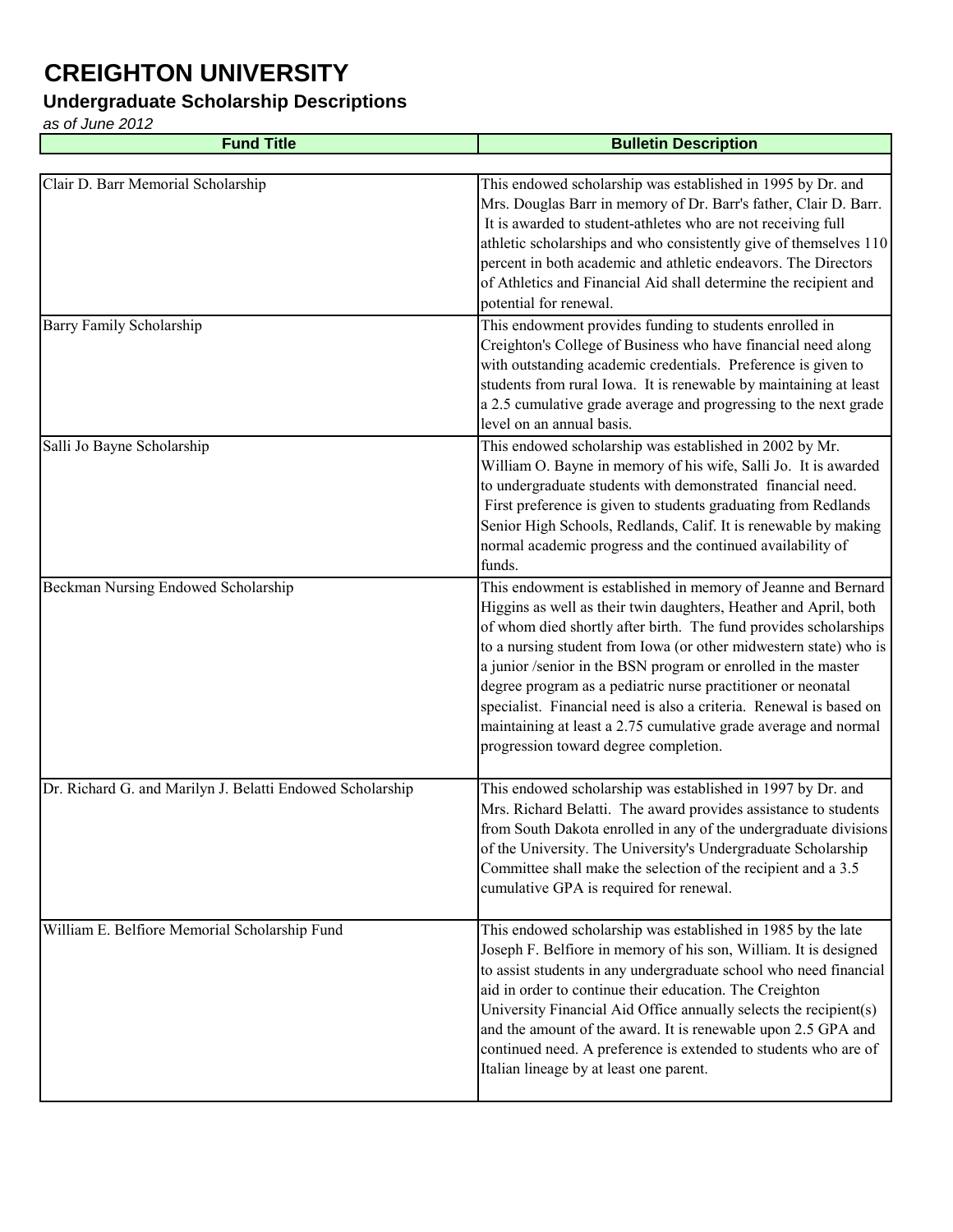# CREIGHTON UNIVERSITY

## Undergraduate Scholarship Descriptions

*as of June 2012*

| Fund Title | Bulletin Description |
|---|---|
| Clair D. Barr Memorial Scholarship | This endowed scholarship was established in 1995 by Dr. and Mrs. Douglas Barr in memory of Dr. Barr's father, Clair D. Barr. It is awarded to student-athletes who are not receiving full athletic scholarships and who consistently give of themselves 110 percent in both academic and athletic endeavors. The Directors of Athletics and Financial Aid shall determine the recipient and potential for renewal. |
| Barry Family Scholarship | This endowment provides funding to students enrolled in Creighton's College of Business who have financial need along with outstanding academic credentials. Preference is given to students from rural Iowa. It is renewable by maintaining at least a 2.5 cumulative grade average and progressing to the next grade level on an annual basis. |
| Salli Jo Bayne Scholarship | This endowed scholarship was established in 2002 by Mr. William O. Bayne in memory of his wife, Salli Jo. It is awarded to undergraduate students with demonstrated financial need. First preference is given to students graduating from Redlands Senior High Schools, Redlands, Calif. It is renewable by making normal academic progress and the continued availability of funds. |
| Beckman Nursing Endowed Scholarship | This endowment is established in memory of Jeanne and Bernard Higgins as well as their twin daughters, Heather and April, both of whom died shortly after birth. The fund provides scholarships to a nursing student from Iowa (or other midwestern state) who is a junior /senior in the BSN program or enrolled in the master degree program as a pediatric nurse practitioner or neonatal specialist. Financial need is also a criteria. Renewal is based on maintaining at least a 2.75 cumulative grade average and normal progression toward degree completion. |
| Dr. Richard G. and Marilyn J. Belatti Endowed Scholarship | This endowed scholarship was established in 1997 by Dr. and Mrs. Richard Belatti. The award provides assistance to students from South Dakota enrolled in any of the undergraduate divisions of the University. The University's Undergraduate Scholarship Committee shall make the selection of the recipient and a 3.5 cumulative GPA is required for renewal. |
| William E. Belfiore Memorial Scholarship Fund | This endowed scholarship was established in 1985 by the late Joseph F. Belfiore in memory of his son, William. It is designed to assist students in any undergraduate school who need financial aid in order to continue their education. The Creighton University Financial Aid Office annually selects the recipient(s) and the amount of the award. It is renewable upon 2.5 GPA and continued need. A preference is extended to students who are of Italian lineage by at least one parent. |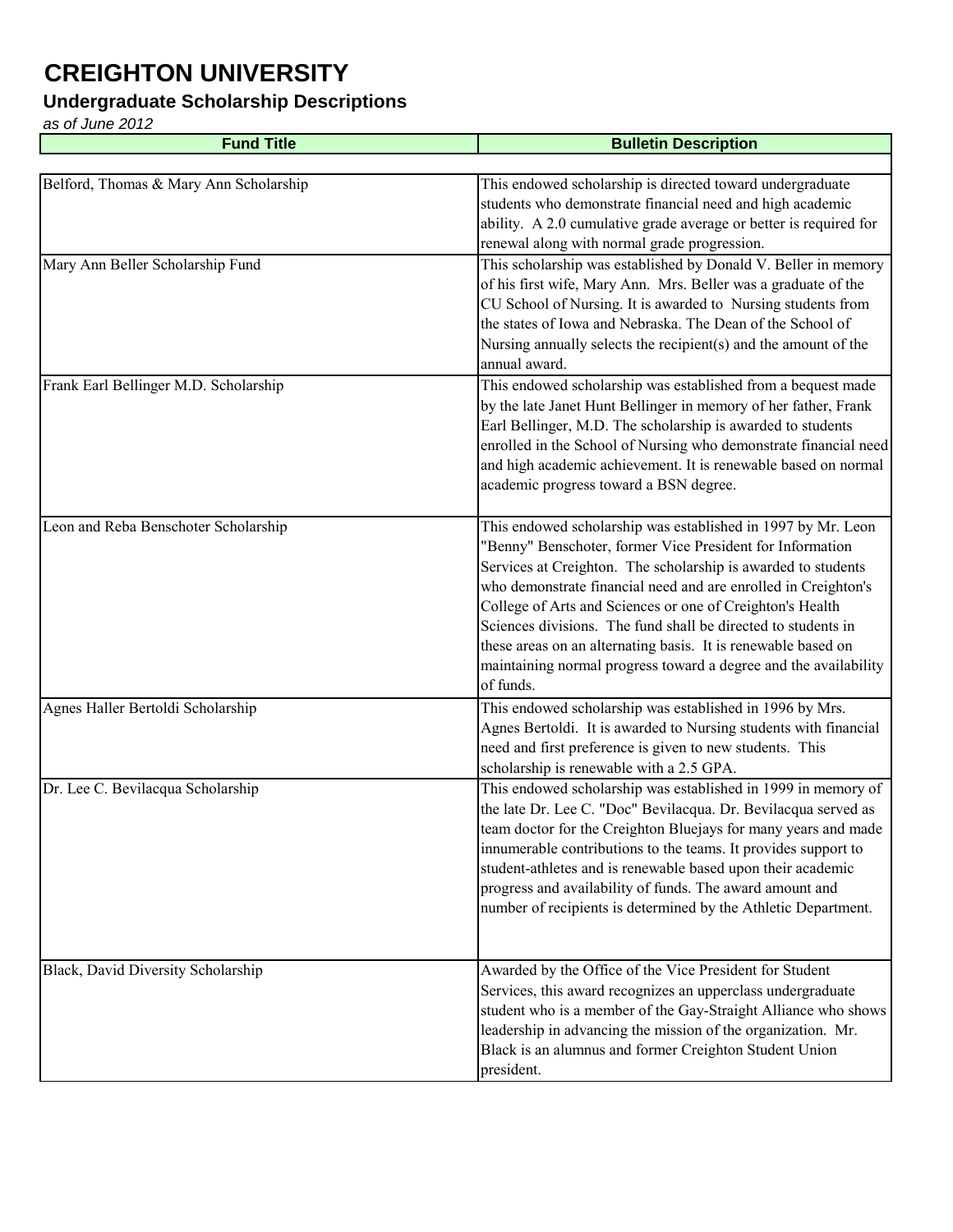# CREIGHTON UNIVERSITY

## Undergraduate Scholarship Descriptions

*as of June 2012*

| Fund Title | Bulletin Description |
|---|---|
| Belford, Thomas & Mary Ann Scholarship | This endowed scholarship is directed toward undergraduate students who demonstrate financial need and high academic ability. A 2.0 cumulative grade average or better is required for renewal along with normal grade progression. |
| Mary Ann Beller Scholarship Fund | This scholarship was established by Donald V. Beller in memory of his first wife, Mary Ann. Mrs. Beller was a graduate of the CU School of Nursing. It is awarded to Nursing students from the states of Iowa and Nebraska. The Dean of the School of Nursing annually selects the recipient(s) and the amount of the annual award. |
| Frank Earl Bellinger M.D. Scholarship | This endowed scholarship was established from a bequest made by the late Janet Hunt Bellinger in memory of her father, Frank Earl Bellinger, M.D. The scholarship is awarded to students enrolled in the School of Nursing who demonstrate financial need and high academic achievement. It is renewable based on normal academic progress toward a BSN degree. |
| Leon and Reba Benschoter Scholarship | This endowed scholarship was established in 1997 by Mr. Leon "Benny" Benschoter, former Vice President for Information Services at Creighton. The scholarship is awarded to students who demonstrate financial need and are enrolled in Creighton's College of Arts and Sciences or one of Creighton's Health Sciences divisions. The fund shall be directed to students in these areas on an alternating basis. It is renewable based on maintaining normal progress toward a degree and the availability of funds. |
| Agnes Haller Bertoldi Scholarship | This endowed scholarship was established in 1996 by Mrs. Agnes Bertoldi. It is awarded to Nursing students with financial need and first preference is given to new students. This scholarship is renewable with a 2.5 GPA. |
| Dr. Lee C. Bevilacqua Scholarship | This endowed scholarship was established in 1999 in memory of the late Dr. Lee C. "Doc" Bevilacqua. Dr. Bevilacqua served as team doctor for the Creighton Bluejays for many years and made innumerable contributions to the teams. It provides support to student-athletes and is renewable based upon their academic progress and availability of funds. The award amount and number of recipients is determined by the Athletic Department. |
| Black, David Diversity Scholarship | Awarded by the Office of the Vice President for Student Services, this award recognizes an upperclass undergraduate student who is a member of the Gay-Straight Alliance who shows leadership in advancing the mission of the organization. Mr. Black is an alumnus and former Creighton Student Union president. |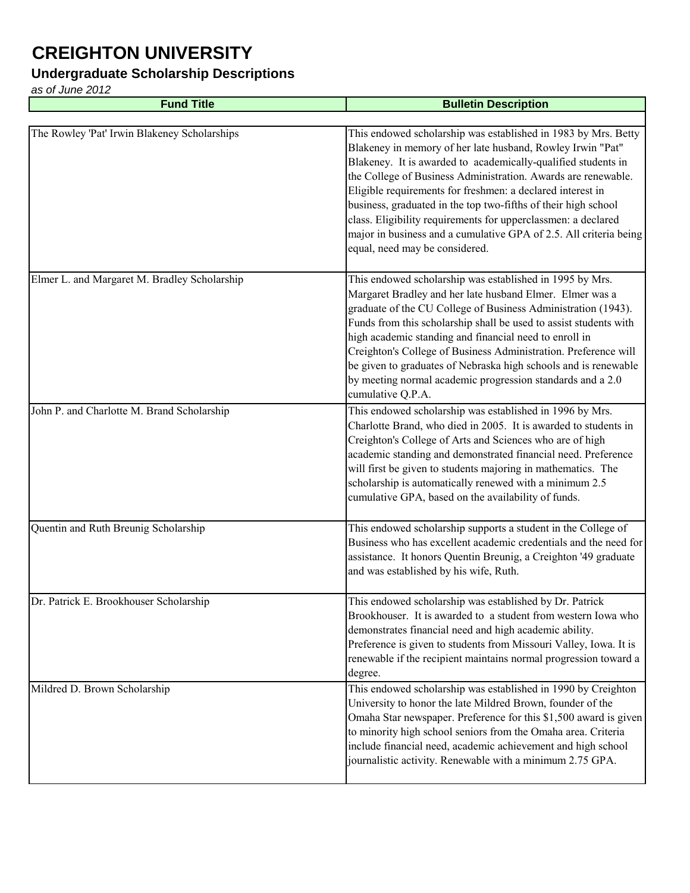# CREIGHTON UNIVERSITY

## Undergraduate Scholarship Descriptions

*as of June 2012*

| Fund Title | Bulletin Description |
|---|---|
| The Rowley 'Pat' Irwin Blakeney Scholarships | This endowed scholarship was established in 1983 by Mrs. Betty Blakeney in memory of her late husband, Rowley Irwin "Pat" Blakeney. It is awarded to academically-qualified students in the College of Business Administration. Awards are renewable. Eligible requirements for freshmen: a declared interest in business, graduated in the top two-fifths of their high school class. Eligibility requirements for upperclassmen: a declared major in business and a cumulative GPA of 2.5. All criteria being equal, need may be considered. |
| Elmer L. and Margaret M. Bradley Scholarship | This endowed scholarship was established in 1995 by Mrs. Margaret Bradley and her late husband Elmer. Elmer was a graduate of the CU College of Business Administration (1943). Funds from this scholarship shall be used to assist students with high academic standing and financial need to enroll in Creighton's College of Business Administration. Preference will be given to graduates of Nebraska high schools and is renewable by meeting normal academic progression standards and a 2.0 cumulative Q.P.A. |
| John P. and Charlotte M. Brand Scholarship | This endowed scholarship was established in 1996 by Mrs. Charlotte Brand, who died in 2005. It is awarded to students in Creighton's College of Arts and Sciences who are of high academic standing and demonstrated financial need. Preference will first be given to students majoring in mathematics. The scholarship is automatically renewed with a minimum 2.5 cumulative GPA, based on the availability of funds. |
| Quentin and Ruth Breunig Scholarship | This endowed scholarship supports a student in the College of Business who has excellent academic credentials and the need for assistance. It honors Quentin Breunig, a Creighton '49 graduate and was established by his wife, Ruth. |
| Dr. Patrick E. Brookhouser Scholarship | This endowed scholarship was established by Dr. Patrick Brookhouser. It is awarded to a student from western Iowa who demonstrates financial need and high academic ability. Preference is given to students from Missouri Valley, Iowa. It is renewable if the recipient maintains normal progression toward a degree. |
| Mildred D. Brown Scholarship | This endowed scholarship was established in 1990 by Creighton University to honor the late Mildred Brown, founder of the Omaha Star newspaper. Preference for this $1,500 award is given to minority high school seniors from the Omaha area. Criteria include financial need, academic achievement and high school journalistic activity. Renewable with a minimum 2.75 GPA. |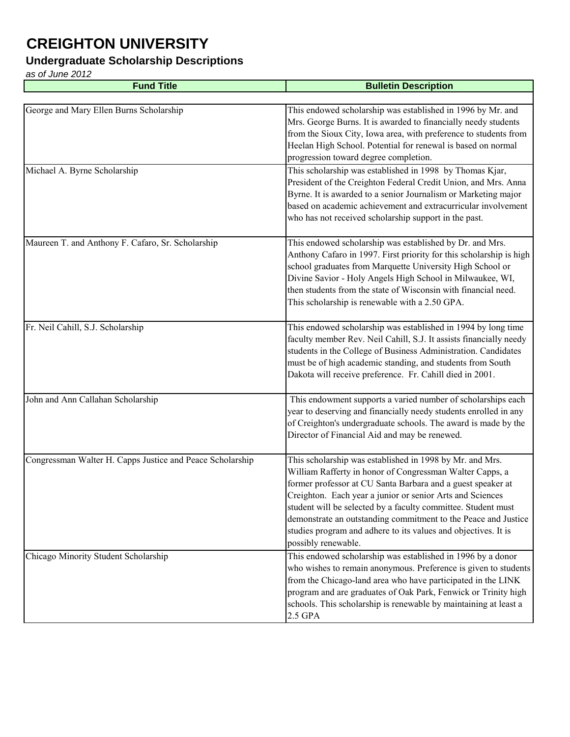# CREIGHTON UNIVERSITY

## Undergraduate Scholarship Descriptions

*as of June 2012*

| Fund Title | Bulletin Description |
|---|---|
| George and Mary Ellen Burns Scholarship | This endowed scholarship was established in 1996 by Mr. and Mrs. George Burns. It is awarded to financially needy students from the Sioux City, Iowa area, with preference to students from Heelan High School. Potential for renewal is based on normal progression toward degree completion. |
| Michael A. Byrne Scholarship | This scholarship was established in 1998 by Thomas Kjar, President of the Creighton Federal Credit Union, and Mrs. Anna Byrne. It is awarded to a senior Journalism or Marketing major based on academic achievement and extracurricular involvement who has not received scholarship support in the past. |
| Maureen T. and Anthony F. Cafaro, Sr. Scholarship | This endowed scholarship was established by Dr. and Mrs. Anthony Cafaro in 1997. First priority for this scholarship is high school graduates from Marquette University High School or Divine Savior - Holy Angels High School in Milwaukee, WI, then students from the state of Wisconsin with financial need. This scholarship is renewable with a 2.50 GPA. |
| Fr. Neil Cahill, S.J. Scholarship | This endowed scholarship was established in 1994 by long time faculty member Rev. Neil Cahill, S.J. It assists financially needy students in the College of Business Administration. Candidates must be of high academic standing, and students from South Dakota will receive preference. Fr. Cahill died in 2001. |
| John and Ann Callahan Scholarship | This endowment supports a varied number of scholarships each year to deserving and financially needy students enrolled in any of Creighton's undergraduate schools. The award is made by the Director of Financial Aid and may be renewed. |
| Congressman Walter H. Capps Justice and Peace Scholarship | This scholarship was established in 1998 by Mr. and Mrs. William Rafferty in honor of Congressman Walter Capps, a former professor at CU Santa Barbara and a guest speaker at Creighton. Each year a junior or senior Arts and Sciences student will be selected by a faculty committee. Student must demonstrate an outstanding commitment to the Peace and Justice studies program and adhere to its values and objectives. It is possibly renewable. |
| Chicago Minority Student Scholarship | This endowed scholarship was established in 1996 by a donor who wishes to remain anonymous. Preference is given to students from the Chicago-land area who have participated in the LINK program and are graduates of Oak Park, Fenwick or Trinity high schools. This scholarship is renewable by maintaining at least a 2.5 GPA |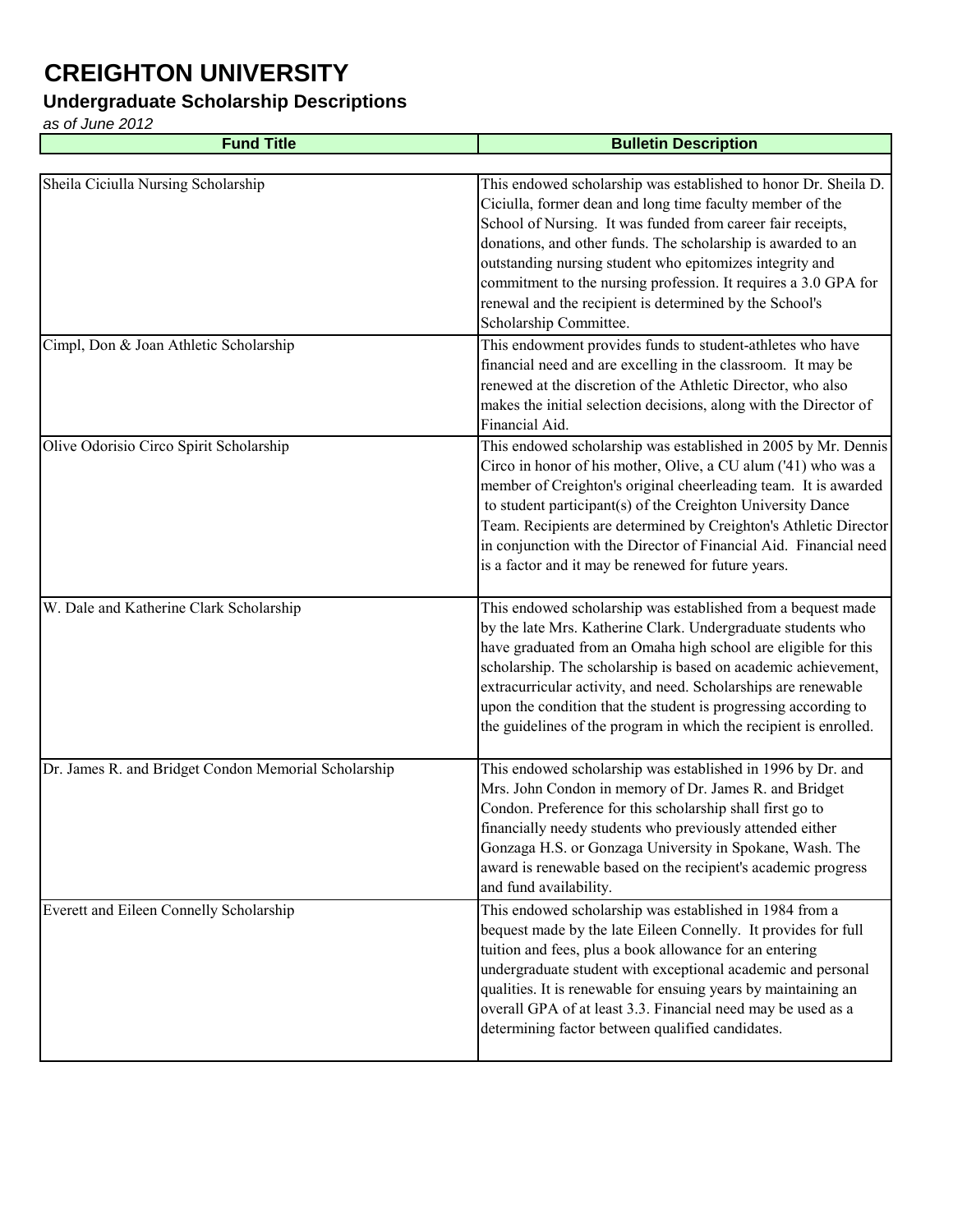# CREIGHTON UNIVERSITY

## Undergraduate Scholarship Descriptions

*as of June 2012*

| Fund Title | Bulletin Description |
| --- | --- |
| Sheila Ciciulla Nursing Scholarship | This endowed scholarship was established to honor Dr. Sheila D. Ciciulla, former dean and long time faculty member of the School of Nursing. It was funded from career fair receipts, donations, and other funds. The scholarship is awarded to an outstanding nursing student who epitomizes integrity and commitment to the nursing profession. It requires a 3.0 GPA for renewal and the recipient is determined by the School's Scholarship Committee. |
| Cimpl, Don & Joan Athletic Scholarship | This endowment provides funds to student-athletes who have financial need and are excelling in the classroom. It may be renewed at the discretion of the Athletic Director, who also makes the initial selection decisions, along with the Director of Financial Aid. |
| Olive Odorisio Circo Spirit Scholarship | This endowed scholarship was established in 2005 by Mr. Dennis Circo in honor of his mother, Olive, a CU alum ('41) who was a member of Creighton's original cheerleading team. It is awarded to student participant(s) of the Creighton University Dance Team. Recipients are determined by Creighton's Athletic Director in conjunction with the Director of Financial Aid. Financial need is a factor and it may be renewed for future years. |
| W. Dale and Katherine Clark Scholarship | This endowed scholarship was established from a bequest made by the late Mrs. Katherine Clark. Undergraduate students who have graduated from an Omaha high school are eligible for this scholarship. The scholarship is based on academic achievement, extracurricular activity, and need. Scholarships are renewable upon the condition that the student is progressing according to the guidelines of the program in which the recipient is enrolled. |
| Dr. James R. and Bridget Condon Memorial Scholarship | This endowed scholarship was established in 1996 by Dr. and Mrs. John Condon in memory of Dr. James R. and Bridget Condon. Preference for this scholarship shall first go to financially needy students who previously attended either Gonzaga H.S. or Gonzaga University in Spokane, Wash. The award is renewable based on the recipient's academic progress and fund availability. |
| Everett and Eileen Connelly Scholarship | This endowed scholarship was established in 1984 from a bequest made by the late Eileen Connelly. It provides for full tuition and fees, plus a book allowance for an entering undergraduate student with exceptional academic and personal qualities. It is renewable for ensuing years by maintaining an overall GPA of at least 3.3. Financial need may be used as a determining factor between qualified candidates. |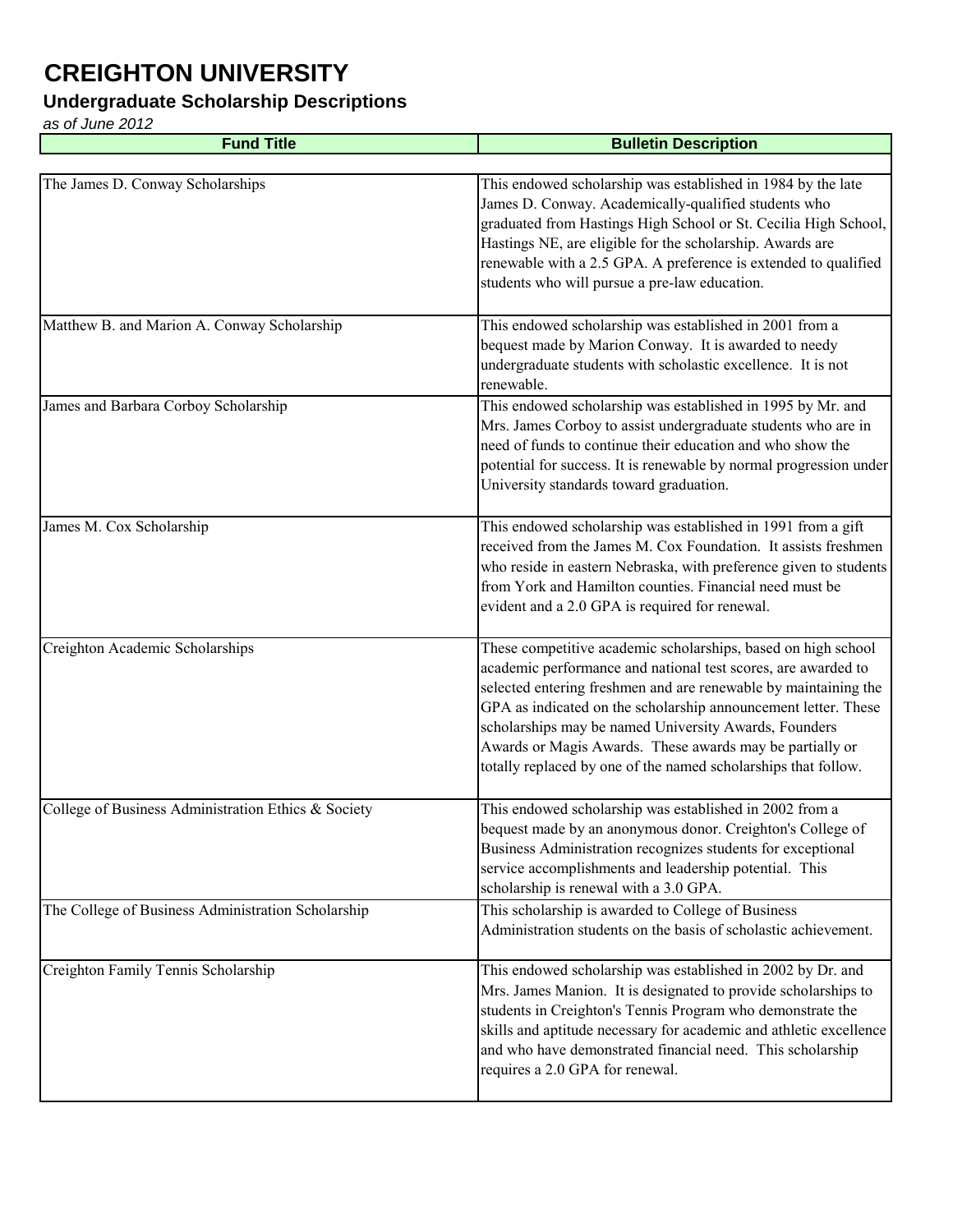# CREIGHTON UNIVERSITY

## Undergraduate Scholarship Descriptions

*as of June 2012*

| Fund Title | Bulletin Description |
|---|---|
| The James D. Conway Scholarships | This endowed scholarship was established in 1984 by the late James D. Conway. Academically-qualified students who graduated from Hastings High School or St. Cecilia High School, Hastings NE, are eligible for the scholarship. Awards are renewable with a 2.5 GPA. A preference is extended to qualified students who will pursue a pre-law education. |
| Matthew B. and Marion A. Conway Scholarship | This endowed scholarship was established in 2001 from a bequest made by Marion Conway. It is awarded to needy undergraduate students with scholastic excellence. It is not renewable. |
| James and Barbara Corboy Scholarship | This endowed scholarship was established in 1995 by Mr. and Mrs. James Corboy to assist undergraduate students who are in need of funds to continue their education and who show the potential for success. It is renewable by normal progression under University standards toward graduation. |
| James M. Cox Scholarship | This endowed scholarship was established in 1991 from a gift received from the James M. Cox Foundation. It assists freshmen who reside in eastern Nebraska, with preference given to students from York and Hamilton counties. Financial need must be evident and a 2.0 GPA is required for renewal. |
| Creighton Academic Scholarships | These competitive academic scholarships, based on high school academic performance and national test scores, are awarded to selected entering freshmen and are renewable by maintaining the GPA as indicated on the scholarship announcement letter. These scholarships may be named University Awards, Founders Awards or Magis Awards. These awards may be partially or totally replaced by one of the named scholarships that follow. |
| College of Business Administration Ethics & Society | This endowed scholarship was established in 2002 from a bequest made by an anonymous donor. Creighton's College of Business Administration recognizes students for exceptional service accomplishments and leadership potential. This scholarship is renewal with a 3.0 GPA. |
| The College of Business Administration Scholarship | This scholarship is awarded to College of Business Administration students on the basis of scholastic achievement. |
| Creighton Family Tennis Scholarship | This endowed scholarship was established in 2002 by Dr. and Mrs. James Manion. It is designated to provide scholarships to students in Creighton's Tennis Program who demonstrate the skills and aptitude necessary for academic and athletic excellence and who have demonstrated financial need. This scholarship requires a 2.0 GPA for renewal. |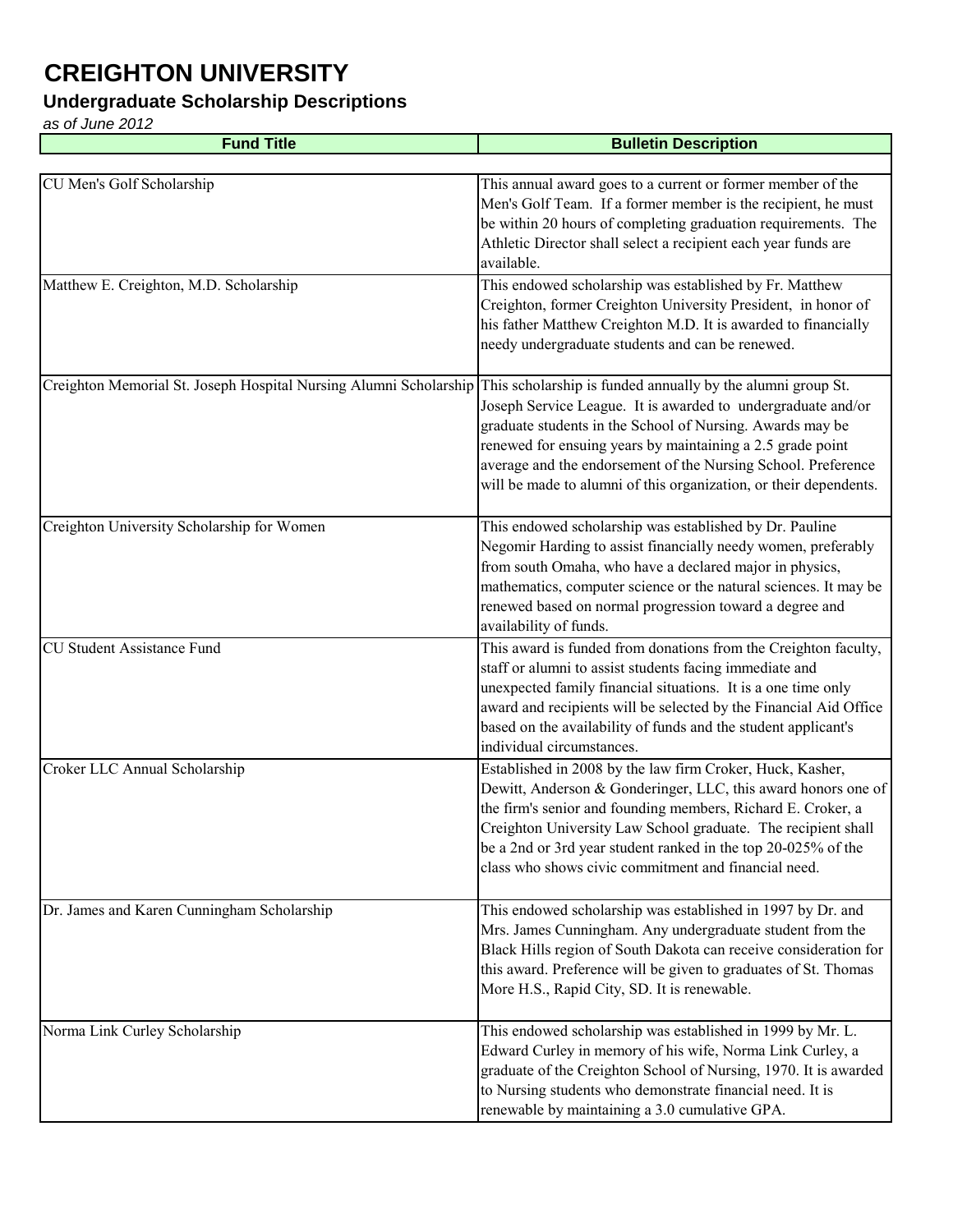# CREIGHTON UNIVERSITY

## Undergraduate Scholarship Descriptions

*as of June 2012*

| Fund Title | Bulletin Description |
|---|---|
| CU Men's Golf Scholarship | This annual award goes to a current or former member of the Men's Golf Team. If a former member is the recipient, he must be within 20 hours of completing graduation requirements. The Athletic Director shall select a recipient each year funds are available. |
| Matthew E. Creighton, M.D. Scholarship | This endowed scholarship was established by Fr. Matthew Creighton, former Creighton University President, in honor of his father Matthew Creighton M.D. It is awarded to financially needy undergraduate students and can be renewed. |
| Creighton Memorial St. Joseph Hospital Nursing Alumni Scholarship | This scholarship is funded annually by the alumni group St. Joseph Service League. It is awarded to undergraduate and/or graduate students in the School of Nursing. Awards may be renewed for ensuing years by maintaining a 2.5 grade point average and the endorsement of the Nursing School. Preference will be made to alumni of this organization, or their dependents. |
| Creighton University Scholarship for Women | This endowed scholarship was established by Dr. Pauline Negomir Harding to assist financially needy women, preferably from south Omaha, who have a declared major in physics, mathematics, computer science or the natural sciences. It may be renewed based on normal progression toward a degree and availability of funds. |
| CU Student Assistance Fund | This award is funded from donations from the Creighton faculty, staff or alumni to assist students facing immediate and unexpected family financial situations. It is a one time only award and recipients will be selected by the Financial Aid Office based on the availability of funds and the student applicant's individual circumstances. |
| Croker LLC Annual Scholarship | Established in 2008 by the law firm Croker, Huck, Kasher, Dewitt, Anderson & Gonderinger, LLC, this award honors one of the firm's senior and founding members, Richard E. Croker, a Creighton University Law School graduate. The recipient shall be a 2nd or 3rd year student ranked in the top 20-025% of the class who shows civic commitment and financial need. |
| Dr. James and Karen Cunningham Scholarship | This endowed scholarship was established in 1997 by Dr. and Mrs. James Cunningham. Any undergraduate student from the Black Hills region of South Dakota can receive consideration for this award. Preference will be given to graduates of St. Thomas More H.S., Rapid City, SD. It is renewable. |
| Norma Link Curley Scholarship | This endowed scholarship was established in 1999 by Mr. L. Edward Curley in memory of his wife, Norma Link Curley, a graduate of the Creighton School of Nursing, 1970. It is awarded to Nursing students who demonstrate financial need. It is renewable by maintaining a 3.0 cumulative GPA. |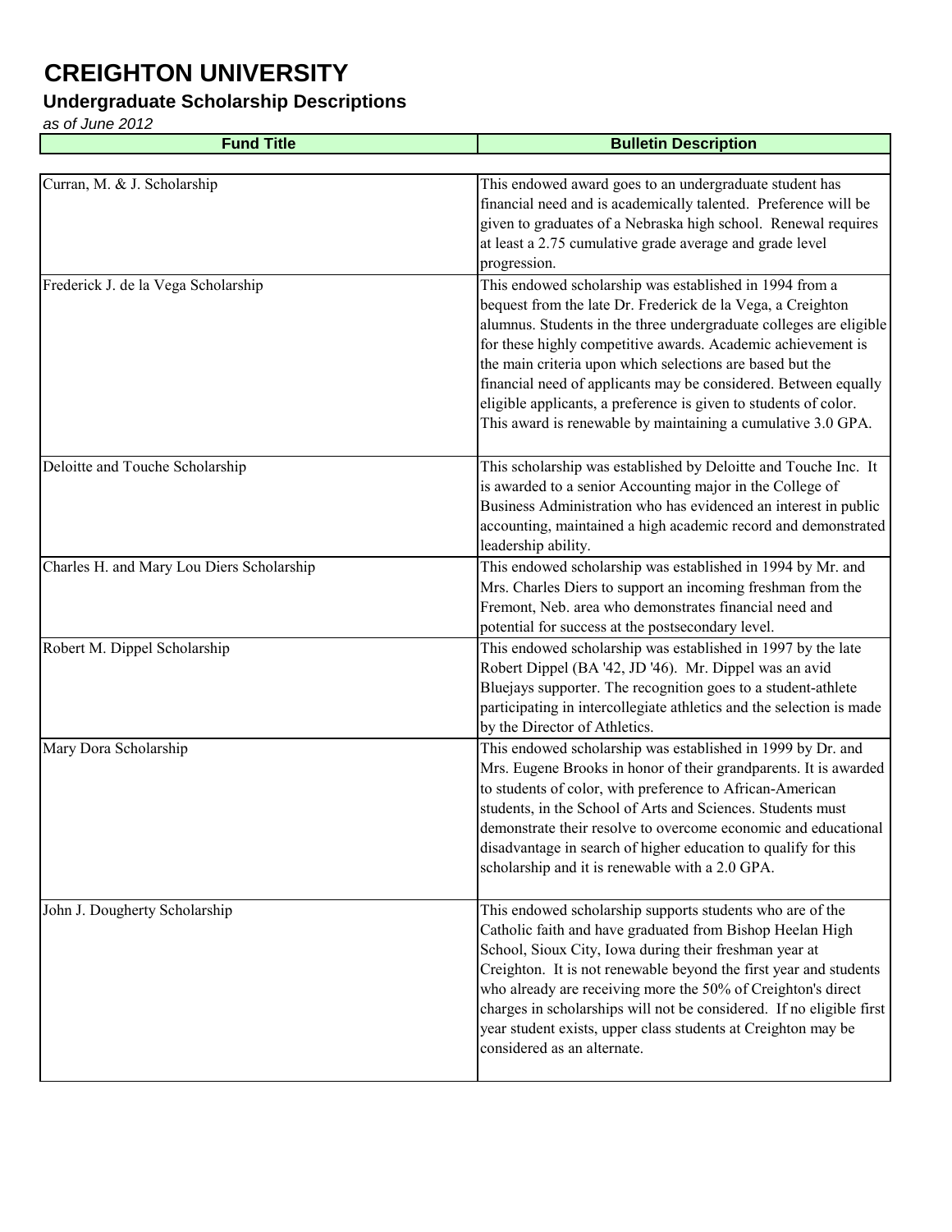# CREIGHTON UNIVERSITY

## Undergraduate Scholarship Descriptions

*as of June 2012*

| Fund Title | Bulletin Description |
|---|---|
| Curran, M. & J. Scholarship | This endowed award goes to an undergraduate student has financial need and is academically talented. Preference will be given to graduates of a Nebraska high school. Renewal requires at least a 2.75 cumulative grade average and grade level progression. |
| Frederick J. de la Vega Scholarship | This endowed scholarship was established in 1994 from a bequest from the late Dr. Frederick de la Vega, a Creighton alumnus. Students in the three undergraduate colleges are eligible for these highly competitive awards. Academic achievement is the main criteria upon which selections are based but the financial need of applicants may be considered. Between equally eligible applicants, a preference is given to students of color. This award is renewable by maintaining a cumulative 3.0 GPA. |
| Deloitte and Touche Scholarship | This scholarship was established by Deloitte and Touche Inc. It is awarded to a senior Accounting major in the College of Business Administration who has evidenced an interest in public accounting, maintained a high academic record and demonstrated leadership ability. |
| Charles H. and Mary Lou Diers Scholarship | This endowed scholarship was established in 1994 by Mr. and Mrs. Charles Diers to support an incoming freshman from the Fremont, Neb. area who demonstrates financial need and potential for success at the postsecondary level. |
| Robert M. Dippel Scholarship | This endowed scholarship was established in 1997 by the late Robert Dippel (BA '42, JD '46). Mr. Dippel was an avid Bluejays supporter. The recognition goes to a student-athlete participating in intercollegiate athletics and the selection is made by the Director of Athletics. |
| Mary Dora Scholarship | This endowed scholarship was established in 1999 by Dr. and Mrs. Eugene Brooks in honor of their grandparents. It is awarded to students of color, with preference to African-American students, in the School of Arts and Sciences. Students must demonstrate their resolve to overcome economic and educational disadvantage in search of higher education to qualify for this scholarship and it is renewable with a 2.0 GPA. |
| John J. Dougherty Scholarship | This endowed scholarship supports students who are of the Catholic faith and have graduated from Bishop Heelan High School, Sioux City, Iowa during their freshman year at Creighton. It is not renewable beyond the first year and students who already are receiving more the 50% of Creighton's direct charges in scholarships will not be considered. If no eligible first year student exists, upper class students at Creighton may be considered as an alternate. |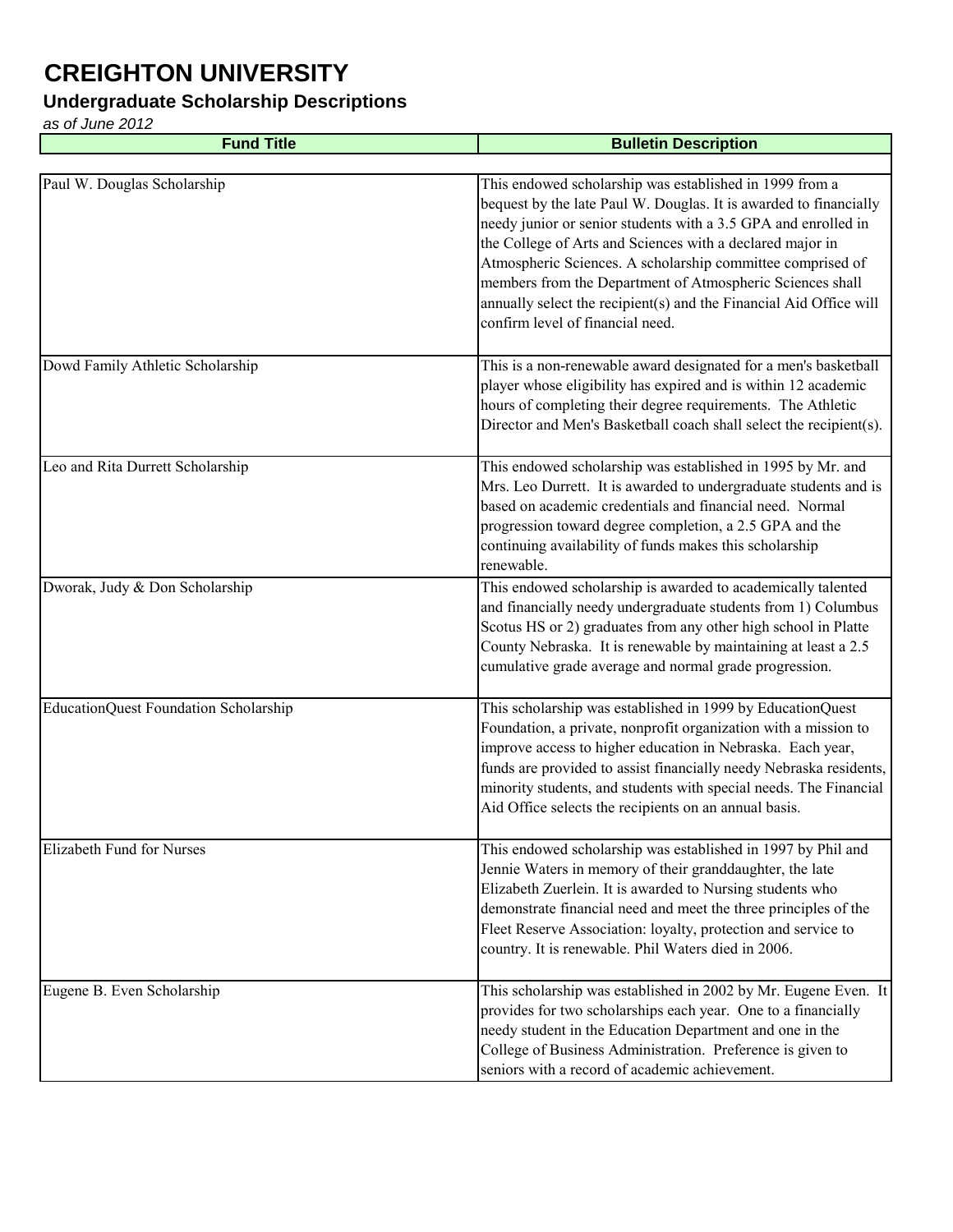# CREIGHTON UNIVERSITY

## Undergraduate Scholarship Descriptions

*as of June 2012*

| Fund Title | Bulletin Description |
|---|---|
| Paul W. Douglas Scholarship | This endowed scholarship was established in 1999 from a bequest by the late Paul W. Douglas. It is awarded to financially needy junior or senior students with a 3.5 GPA and enrolled in the College of Arts and Sciences with a declared major in Atmospheric Sciences. A scholarship committee comprised of members from the Department of Atmospheric Sciences shall annually select the recipient(s) and the Financial Aid Office will confirm level of financial need. |
| Dowd Family Athletic Scholarship | This is a non-renewable award designated for a men's basketball player whose eligibility has expired and is within 12 academic hours of completing their degree requirements. The Athletic Director and Men's Basketball coach shall select the recipient(s). |
| Leo and Rita Durrett Scholarship | This endowed scholarship was established in 1995 by Mr. and Mrs. Leo Durrett. It is awarded to undergraduate students and is based on academic credentials and financial need. Normal progression toward degree completion, a 2.5 GPA and the continuing availability of funds makes this scholarship renewable. |
| Dworak, Judy & Don Scholarship | This endowed scholarship is awarded to academically talented and financially needy undergraduate students from 1) Columbus Scotus HS or 2) graduates from any other high school in Platte County Nebraska. It is renewable by maintaining at least a 2.5 cumulative grade average and normal grade progression. |
| EducationQuest Foundation Scholarship | This scholarship was established in 1999 by EducationQuest Foundation, a private, nonprofit organization with a mission to improve access to higher education in Nebraska. Each year, funds are provided to assist financially needy Nebraska residents, minority students, and students with special needs. The Financial Aid Office selects the recipients on an annual basis. |
| Elizabeth Fund for Nurses | This endowed scholarship was established in 1997 by Phil and Jennie Waters in memory of their granddaughter, the late Elizabeth Zuerlein. It is awarded to Nursing students who demonstrate financial need and meet the three principles of the Fleet Reserve Association: loyalty, protection and service to country. It is renewable. Phil Waters died in 2006. |
| Eugene B. Even Scholarship | This scholarship was established in 2002 by Mr. Eugene Even. It provides for two scholarships each year. One to a financially needy student in the Education Department and one in the College of Business Administration. Preference is given to seniors with a record of academic achievement. |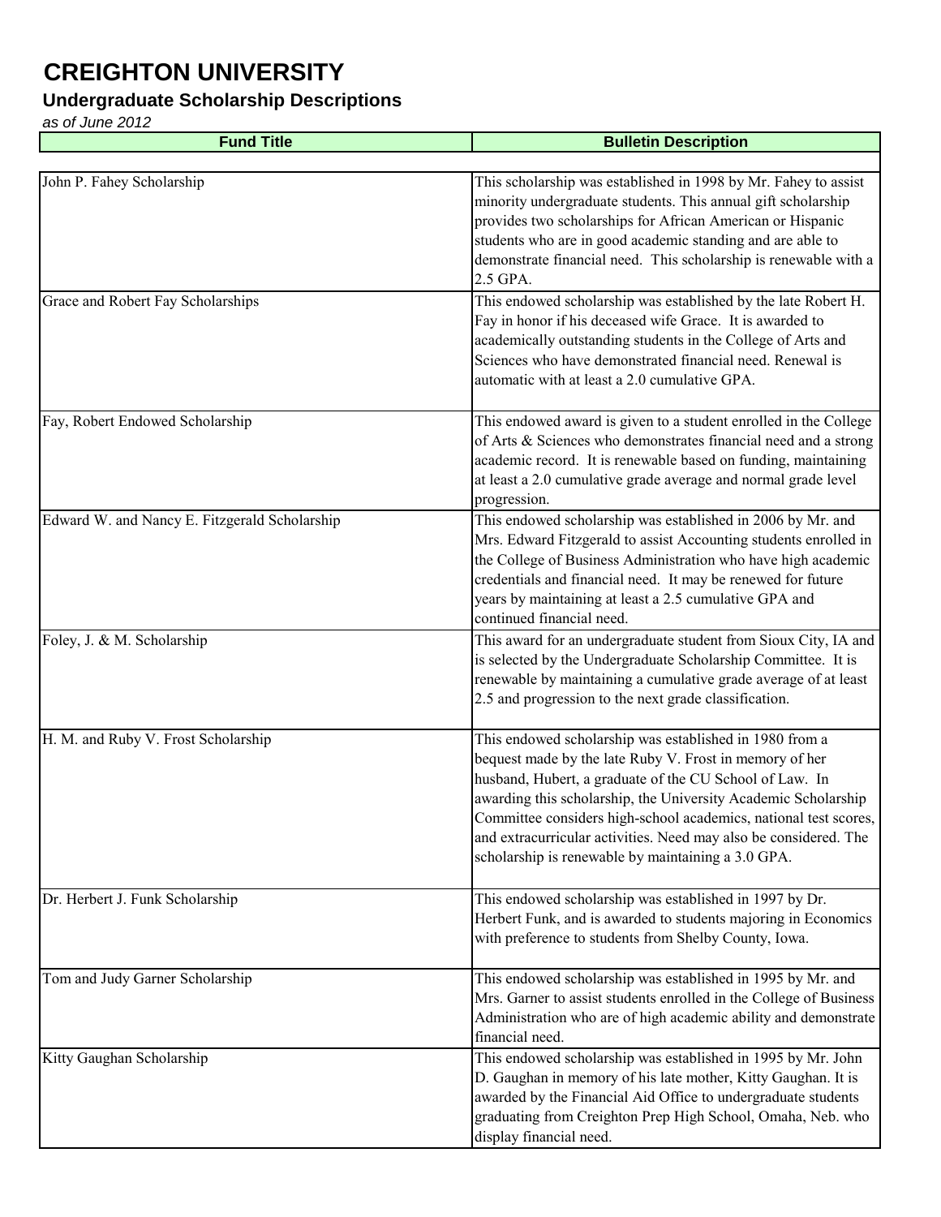# CREIGHTON UNIVERSITY

## Undergraduate Scholarship Descriptions

*as of June 2012*

| Fund Title | Bulletin Description |
|---|---|
| John P. Fahey Scholarship | This scholarship was established in 1998 by Mr. Fahey to assist minority undergraduate students. This annual gift scholarship provides two scholarships for African American or Hispanic students who are in good academic standing and are able to demonstrate financial need. This scholarship is renewable with a 2.5 GPA. |
| Grace and Robert Fay Scholarships | This endowed scholarship was established by the late Robert H. Fay in honor if his deceased wife Grace. It is awarded to academically outstanding students in the College of Arts and Sciences who have demonstrated financial need. Renewal is automatic with at least a 2.0 cumulative GPA. |
| Fay, Robert Endowed Scholarship | This endowed award is given to a student enrolled in the College of Arts & Sciences who demonstrates financial need and a strong academic record. It is renewable based on funding, maintaining at least a 2.0 cumulative grade average and normal grade level progression. |
| Edward W. and Nancy E. Fitzgerald Scholarship | This endowed scholarship was established in 2006 by Mr. and Mrs. Edward Fitzgerald to assist Accounting students enrolled in the College of Business Administration who have high academic credentials and financial need. It may be renewed for future years by maintaining at least a 2.5 cumulative GPA and continued financial need. |
| Foley, J. & M. Scholarship | This award for an undergraduate student from Sioux City, IA and is selected by the Undergraduate Scholarship Committee. It is renewable by maintaining a cumulative grade average of at least 2.5 and progression to the next grade classification. |
| H. M. and Ruby V. Frost Scholarship | This endowed scholarship was established in 1980 from a bequest made by the late Ruby V. Frost in memory of her husband, Hubert, a graduate of the CU School of Law. In awarding this scholarship, the University Academic Scholarship Committee considers high-school academics, national test scores, and extracurricular activities. Need may also be considered. The scholarship is renewable by maintaining a 3.0 GPA. |
| Dr. Herbert J. Funk Scholarship | This endowed scholarship was established in 1997 by Dr. Herbert Funk, and is awarded to students majoring in Economics with preference to students from Shelby County, Iowa. |
| Tom and Judy Garner Scholarship | This endowed scholarship was established in 1995 by Mr. and Mrs. Garner to assist students enrolled in the College of Business Administration who are of high academic ability and demonstrate financial need. |
| Kitty Gaughan Scholarship | This endowed scholarship was established in 1995 by Mr. John D. Gaughan in memory of his late mother, Kitty Gaughan. It is awarded by the Financial Aid Office to undergraduate students graduating from Creighton Prep High School, Omaha, Neb. who display financial need. |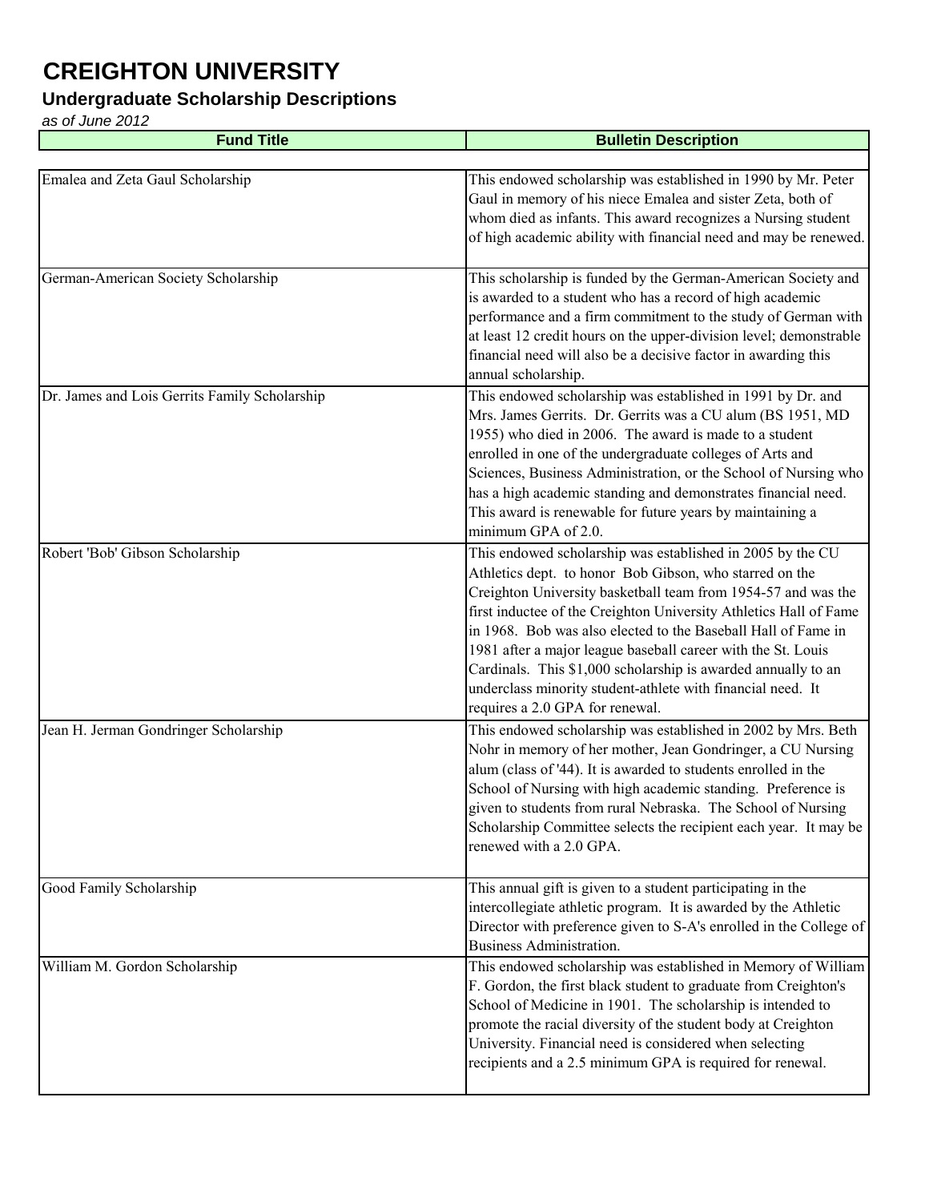# CREIGHTON UNIVERSITY

## Undergraduate Scholarship Descriptions

*as of June 2012*

| Fund Title | Bulletin Description |
|---|---|
| Emalea and Zeta Gaul Scholarship | This endowed scholarship was established in 1990 by Mr. Peter Gaul in memory of his niece Emalea and sister Zeta, both of whom died as infants. This award recognizes a Nursing student of high academic ability with financial need and may be renewed. |
| German-American Society Scholarship | This scholarship is funded by the German-American Society and is awarded to a student who has a record of high academic performance and a firm commitment to the study of German with at least 12 credit hours on the upper-division level; demonstrable financial need will also be a decisive factor in awarding this annual scholarship. |
| Dr. James and Lois Gerrits Family Scholarship | This endowed scholarship was established in 1991 by Dr. and Mrs. James Gerrits. Dr. Gerrits was a CU alum (BS 1951, MD 1955) who died in 2006. The award is made to a student enrolled in one of the undergraduate colleges of Arts and Sciences, Business Administration, or the School of Nursing who has a high academic standing and demonstrates financial need. This award is renewable for future years by maintaining a minimum GPA of 2.0. |
| Robert 'Bob' Gibson Scholarship | This endowed scholarship was established in 2005 by the CU Athletics dept. to honor Bob Gibson, who starred on the Creighton University basketball team from 1954-57 and was the first inductee of the Creighton University Athletics Hall of Fame in 1968. Bob was also elected to the Baseball Hall of Fame in 1981 after a major league baseball career with the St. Louis Cardinals. This $1,000 scholarship is awarded annually to an underclass minority student-athlete with financial need. It requires a 2.0 GPA for renewal. |
| Jean H. Jerman Gondringer Scholarship | This endowed scholarship was established in 2002 by Mrs. Beth Nohr in memory of her mother, Jean Gondringer, a CU Nursing alum (class of '44). It is awarded to students enrolled in the School of Nursing with high academic standing. Preference is given to students from rural Nebraska. The School of Nursing Scholarship Committee selects the recipient each year. It may be renewed with a 2.0 GPA. |
| Good Family Scholarship | This annual gift is given to a student participating in the intercollegiate athletic program. It is awarded by the Athletic Director with preference given to S-A's enrolled in the College of Business Administration. |
| William M. Gordon Scholarship | This endowed scholarship was established in Memory of William F. Gordon, the first black student to graduate from Creighton's School of Medicine in 1901. The scholarship is intended to promote the racial diversity of the student body at Creighton University. Financial need is considered when selecting recipients and a 2.5 minimum GPA is required for renewal. |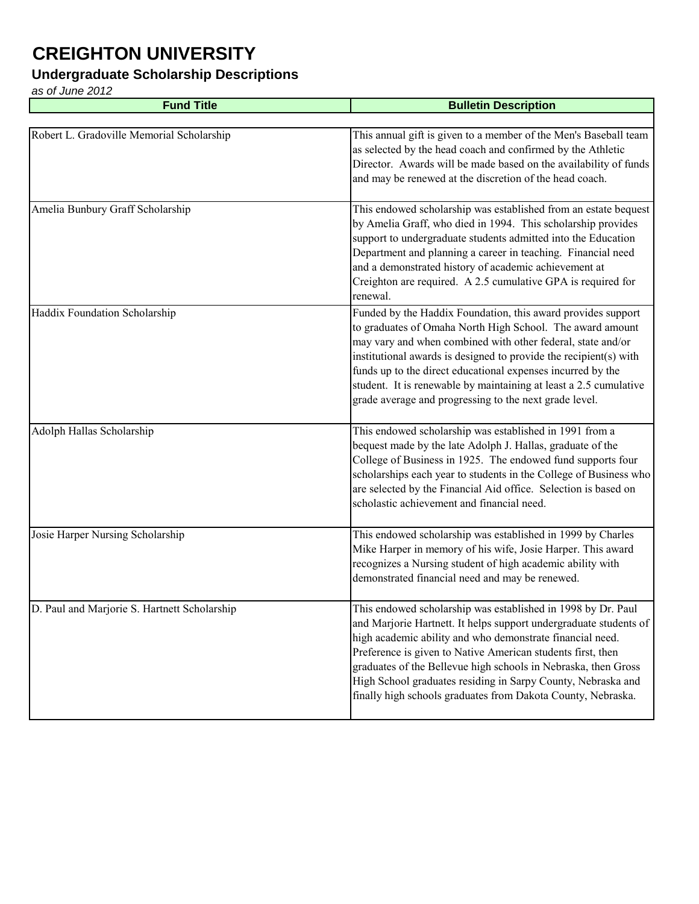# CREIGHTON UNIVERSITY

## Undergraduate Scholarship Descriptions

*as of June 2012*

| Fund Title | Bulletin Description |
|---|---|
| Robert L. Gradoville Memorial Scholarship | This annual gift is given to a member of the Men's Baseball team as selected by the head coach and confirmed by the Athletic Director. Awards will be made based on the availability of funds and may be renewed at the discretion of the head coach. |
| Amelia Bunbury Graff Scholarship | This endowed scholarship was established from an estate bequest by Amelia Graff, who died in 1994. This scholarship provides support to undergraduate students admitted into the Education Department and planning a career in teaching. Financial need and a demonstrated history of academic achievement at Creighton are required. A 2.5 cumulative GPA is required for renewal. |
| Haddix Foundation Scholarship | Funded by the Haddix Foundation, this award provides support to graduates of Omaha North High School. The award amount may vary and when combined with other federal, state and/or institutional awards is designed to provide the recipient(s) with funds up to the direct educational expenses incurred by the student. It is renewable by maintaining at least a 2.5 cumulative grade average and progressing to the next grade level. |
| Adolph Hallas Scholarship | This endowed scholarship was established in 1991 from a bequest made by the late Adolph J. Hallas, graduate of the College of Business in 1925. The endowed fund supports four scholarships each year to students in the College of Business who are selected by the Financial Aid office. Selection is based on scholastic achievement and financial need. |
| Josie Harper Nursing Scholarship | This endowed scholarship was established in 1999 by Charles Mike Harper in memory of his wife, Josie Harper. This award recognizes a Nursing student of high academic ability with demonstrated financial need and may be renewed. |
| D. Paul and Marjorie S. Hartnett Scholarship | This endowed scholarship was established in 1998 by Dr. Paul and Marjorie Hartnett. It helps support undergraduate students of high academic ability and who demonstrate financial need. Preference is given to Native American students first, then graduates of the Bellevue high schools in Nebraska, then Gross High School graduates residing in Sarpy County, Nebraska and finally high schools graduates from Dakota County, Nebraska. |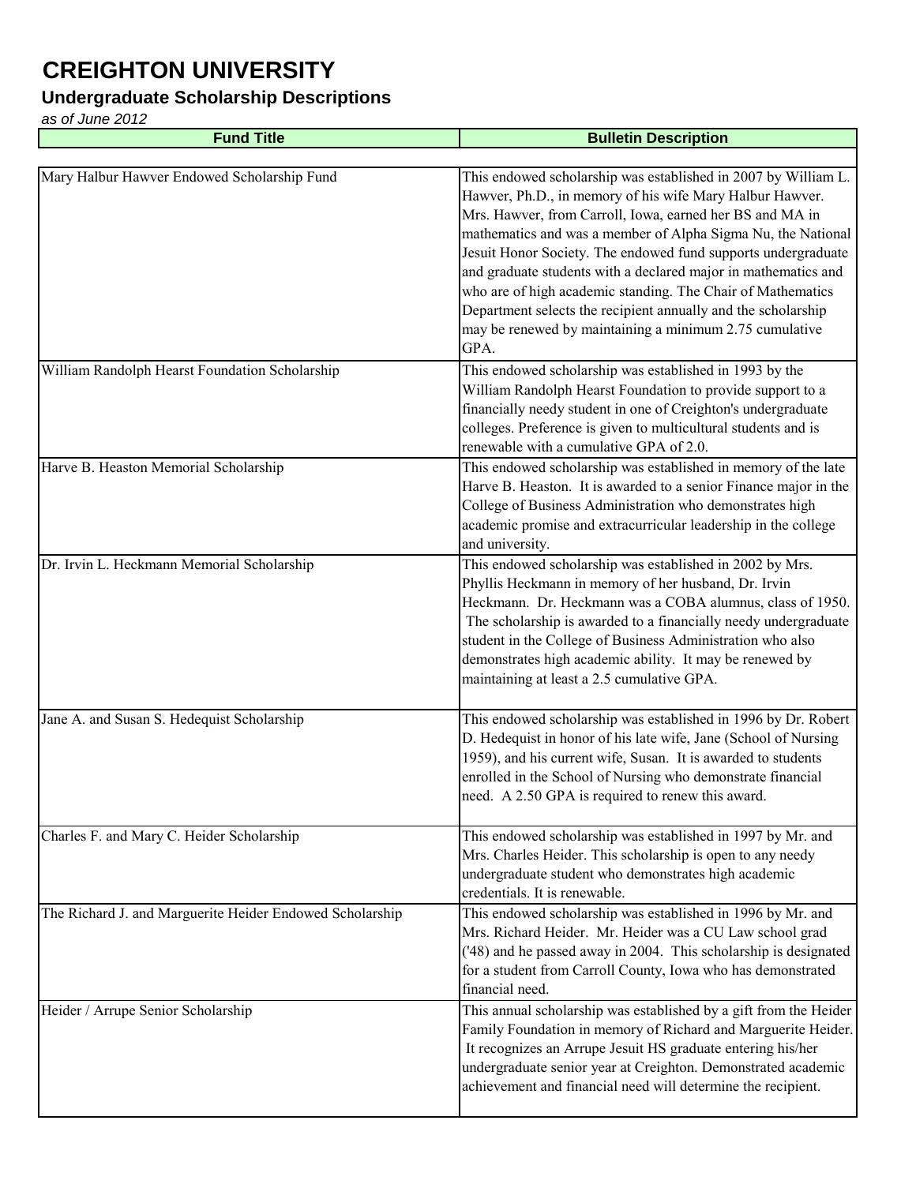# CREIGHTON UNIVERSITY

## Undergraduate Scholarship Descriptions

*as of June 2012*

| Fund Title | Bulletin Description |
|---|---|
| Mary Halbur Hawver Endowed Scholarship Fund | This endowed scholarship was established in 2007 by William L. Hawver, Ph.D., in memory of his wife Mary Halbur Hawver. Mrs. Hawver, from Carroll, Iowa, earned her BS and MA in mathematics and was a member of Alpha Sigma Nu, the National Jesuit Honor Society. The endowed fund supports undergraduate and graduate students with a declared major in mathematics and who are of high academic standing. The Chair of Mathematics Department selects the recipient annually and the scholarship may be renewed by maintaining a minimum 2.75 cumulative GPA. |
| William Randolph Hearst Foundation Scholarship | This endowed scholarship was established in 1993 by the William Randolph Hearst Foundation to provide support to a financially needy student in one of Creighton's undergraduate colleges. Preference is given to multicultural students and is renewable with a cumulative GPA of 2.0. |
| Harve B. Heaston Memorial Scholarship | This endowed scholarship was established in memory of the late Harve B. Heaston. It is awarded to a senior Finance major in the College of Business Administration who demonstrates high academic promise and extracurricular leadership in the college and university. |
| Dr. Irvin L. Heckmann Memorial Scholarship | This endowed scholarship was established in 2002 by Mrs. Phyllis Heckmann in memory of her husband, Dr. Irvin Heckmann. Dr. Heckmann was a COBA alumnus, class of 1950. The scholarship is awarded to a financially needy undergraduate student in the College of Business Administration who also demonstrates high academic ability. It may be renewed by maintaining at least a 2.5 cumulative GPA. |
| Jane A. and Susan S. Hedequist Scholarship | This endowed scholarship was established in 1996 by Dr. Robert D. Hedequist in honor of his late wife, Jane (School of Nursing 1959), and his current wife, Susan. It is awarded to students enrolled in the School of Nursing who demonstrate financial need. A 2.50 GPA is required to renew this award. |
| Charles F. and Mary C. Heider Scholarship | This endowed scholarship was established in 1997 by Mr. and Mrs. Charles Heider. This scholarship is open to any needy undergraduate student who demonstrates high academic credentials. It is renewable. |
| The Richard J. and Marguerite Heider Endowed Scholarship | This endowed scholarship was established in 1996 by Mr. and Mrs. Richard Heider. Mr. Heider was a CU Law school grad ('48) and he passed away in 2004. This scholarship is designated for a student from Carroll County, Iowa who has demonstrated financial need. |
| Heider / Arrupe Senior Scholarship | This annual scholarship was established by a gift from the Heider Family Foundation in memory of Richard and Marguerite Heider. It recognizes an Arrupe Jesuit HS graduate entering his/her undergraduate senior year at Creighton. Demonstrated academic achievement and financial need will determine the recipient. |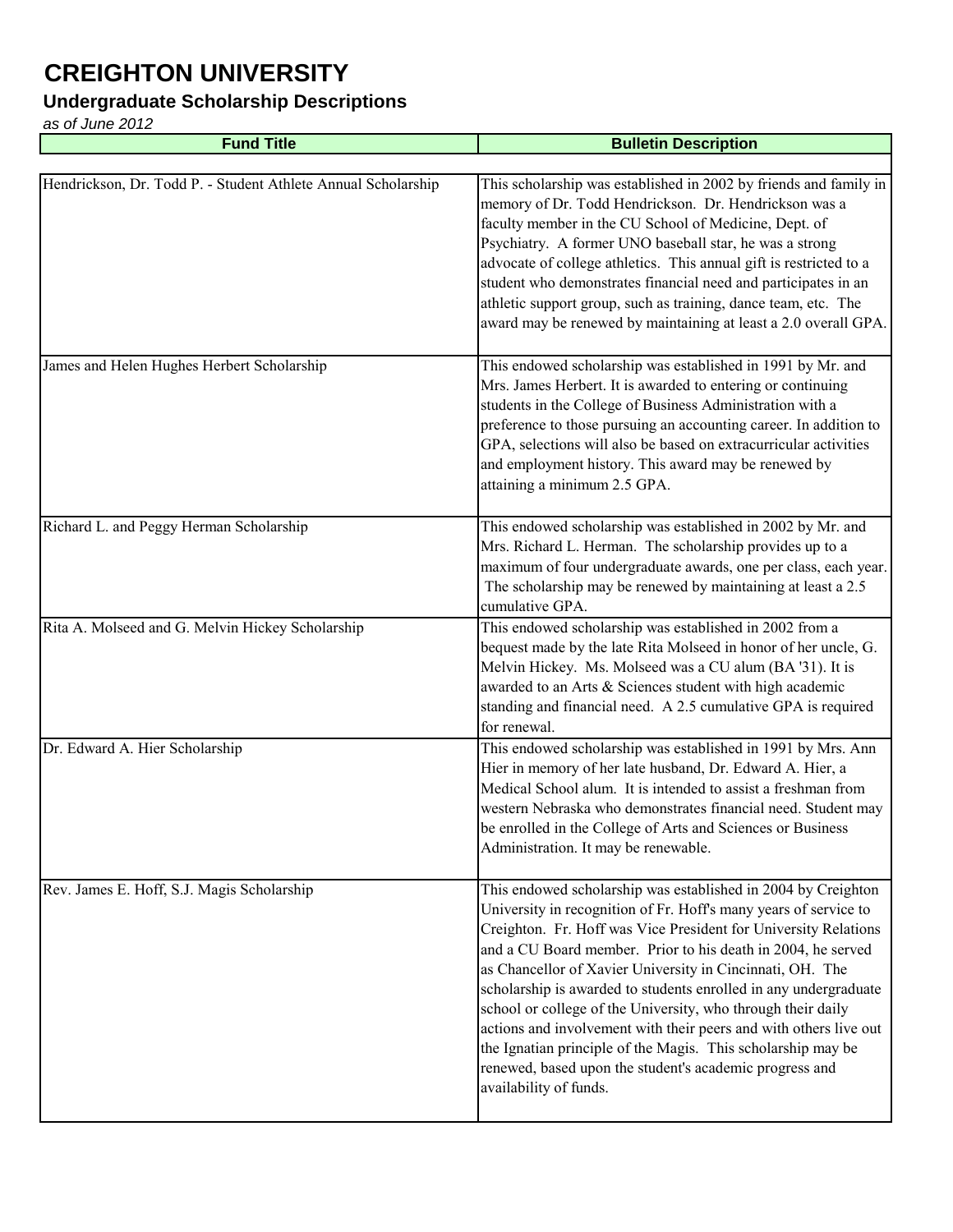# CREIGHTON UNIVERSITY

## Undergraduate Scholarship Descriptions

*as of June 2012*

| Fund Title | Bulletin Description |
|---|---|
| Hendrickson, Dr. Todd P. - Student Athlete Annual Scholarship | This scholarship was established in 2002 by friends and family in memory of Dr. Todd Hendrickson. Dr. Hendrickson was a faculty member in the CU School of Medicine, Dept. of Psychiatry. A former UNO baseball star, he was a strong advocate of college athletics. This annual gift is restricted to a student who demonstrates financial need and participates in an athletic support group, such as training, dance team, etc. The award may be renewed by maintaining at least a 2.0 overall GPA. |
| James and Helen Hughes Herbert Scholarship | This endowed scholarship was established in 1991 by Mr. and Mrs. James Herbert. It is awarded to entering or continuing students in the College of Business Administration with a preference to those pursuing an accounting career. In addition to GPA, selections will also be based on extracurricular activities and employment history. This award may be renewed by attaining a minimum 2.5 GPA. |
| Richard L. and Peggy Herman Scholarship | This endowed scholarship was established in 2002 by Mr. and Mrs. Richard L. Herman. The scholarship provides up to a maximum of four undergraduate awards, one per class, each year. The scholarship may be renewed by maintaining at least a 2.5 cumulative GPA. |
| Rita A. Molseed and G. Melvin Hickey Scholarship | This endowed scholarship was established in 2002 from a bequest made by the late Rita Molseed in honor of her uncle, G. Melvin Hickey. Ms. Molseed was a CU alum (BA '31). It is awarded to an Arts & Sciences student with high academic standing and financial need. A 2.5 cumulative GPA is required for renewal. |
| Dr. Edward A. Hier Scholarship | This endowed scholarship was established in 1991 by Mrs. Ann Hier in memory of her late husband, Dr. Edward A. Hier, a Medical School alum. It is intended to assist a freshman from western Nebraska who demonstrates financial need. Student may be enrolled in the College of Arts and Sciences or Business Administration. It may be renewable. |
| Rev. James E. Hoff, S.J. Magis Scholarship | This endowed scholarship was established in 2004 by Creighton University in recognition of Fr. Hoff's many years of service to Creighton. Fr. Hoff was Vice President for University Relations and a CU Board member. Prior to his death in 2004, he served as Chancellor of Xavier University in Cincinnati, OH. The scholarship is awarded to students enrolled in any undergraduate school or college of the University, who through their daily actions and involvement with their peers and with others live out the Ignatian principle of the Magis. This scholarship may be renewed, based upon the student's academic progress and availability of funds. |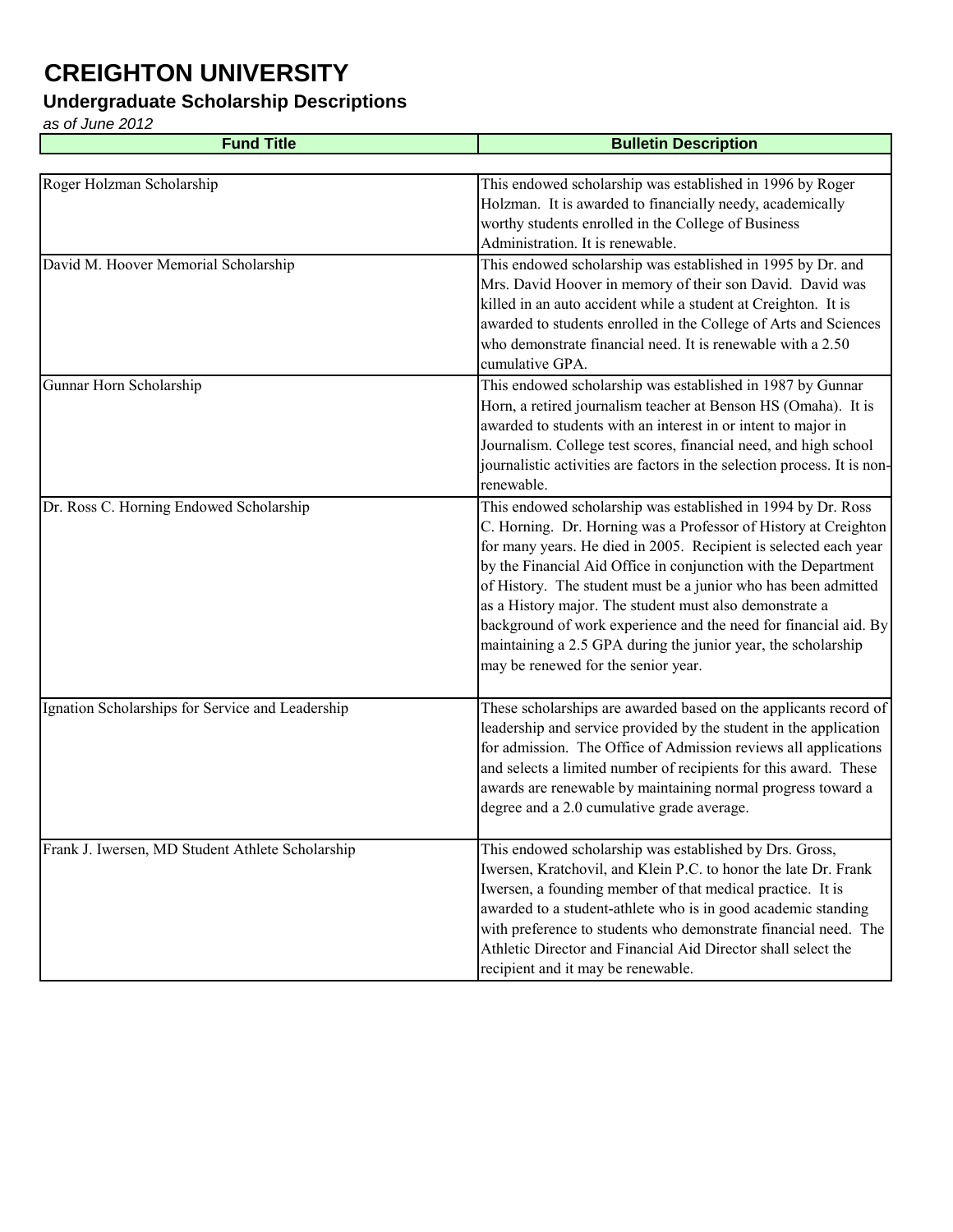# CREIGHTON UNIVERSITY

## Undergraduate Scholarship Descriptions

*as of June 2012*

| Fund Title | Bulletin Description |
|---|---|
| Roger Holzman Scholarship | This endowed scholarship was established in 1996 by Roger Holzman. It is awarded to financially needy, academically worthy students enrolled in the College of Business Administration. It is renewable. |
| David M. Hoover Memorial Scholarship | This endowed scholarship was established in 1995 by Dr. and Mrs. David Hoover in memory of their son David. David was killed in an auto accident while a student at Creighton. It is awarded to students enrolled in the College of Arts and Sciences who demonstrate financial need. It is renewable with a 2.50 cumulative GPA. |
| Gunnar Horn Scholarship | This endowed scholarship was established in 1987 by Gunnar Horn, a retired journalism teacher at Benson HS (Omaha). It is awarded to students with an interest in or intent to major in Journalism. College test scores, financial need, and high school journalistic activities are factors in the selection process. It is non-renewable. |
| Dr. Ross C. Horning Endowed Scholarship | This endowed scholarship was established in 1994 by Dr. Ross C. Horning. Dr. Horning was a Professor of History at Creighton for many years. He died in 2005. Recipient is selected each year by the Financial Aid Office in conjunction with the Department of History. The student must be a junior who has been admitted as a History major. The student must also demonstrate a background of work experience and the need for financial aid. By maintaining a 2.5 GPA during the junior year, the scholarship may be renewed for the senior year. |
| Ignation Scholarships for Service and Leadership | These scholarships are awarded based on the applicants record of leadership and service provided by the student in the application for admission. The Office of Admission reviews all applications and selects a limited number of recipients for this award. These awards are renewable by maintaining normal progress toward a degree and a 2.0 cumulative grade average. |
| Frank J. Iwersen, MD Student Athlete Scholarship | This endowed scholarship was established by Drs. Gross, Iwersen, Kratchovil, and Klein P.C. to honor the late Dr. Frank Iwersen, a founding member of that medical practice. It is awarded to a student-athlete who is in good academic standing with preference to students who demonstrate financial need. The Athletic Director and Financial Aid Director shall select the recipient and it may be renewable. |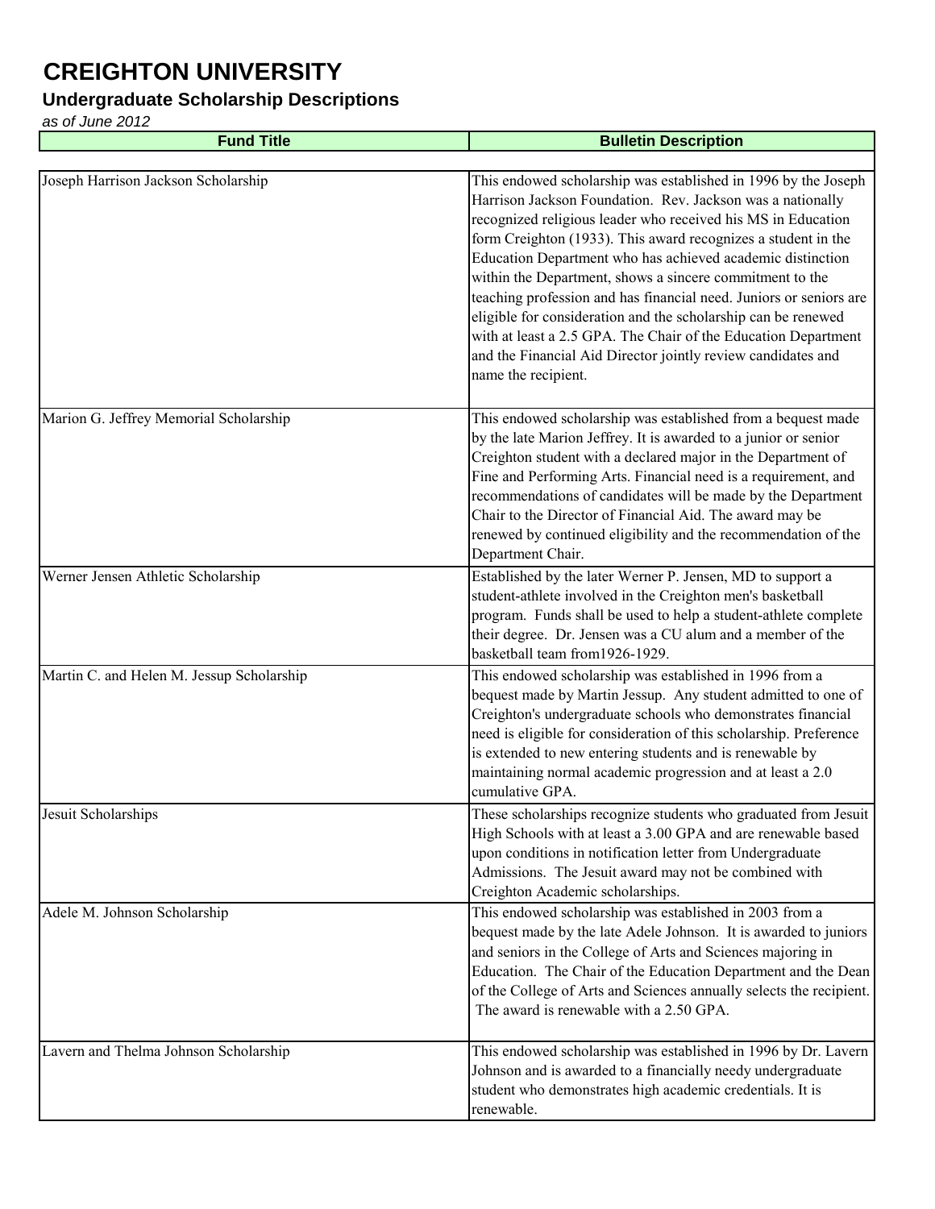# CREIGHTON UNIVERSITY

## Undergraduate Scholarship Descriptions

*as of June 2012*

| Fund Title | Bulletin Description |
|---|---|
| Joseph Harrison Jackson Scholarship | This endowed scholarship was established in 1996 by the Joseph Harrison Jackson Foundation. Rev. Jackson was a nationally recognized religious leader who received his MS in Education form Creighton (1933). This award recognizes a student in the Education Department who has achieved academic distinction within the Department, shows a sincere commitment to the teaching profession and has financial need. Juniors or seniors are eligible for consideration and the scholarship can be renewed with at least a 2.5 GPA. The Chair of the Education Department and the Financial Aid Director jointly review candidates and name the recipient. |
| Marion G. Jeffrey Memorial Scholarship | This endowed scholarship was established from a bequest made by the late Marion Jeffrey. It is awarded to a junior or senior Creighton student with a declared major in the Department of Fine and Performing Arts. Financial need is a requirement, and recommendations of candidates will be made by the Department Chair to the Director of Financial Aid. The award may be renewed by continued eligibility and the recommendation of the Department Chair. |
| Werner Jensen Athletic Scholarship | Established by the later Werner P. Jensen, MD to support a student-athlete involved in the Creighton men's basketball program. Funds shall be used to help a student-athlete complete their degree. Dr. Jensen was a CU alum and a member of the basketball team from1926-1929. |
| Martin C. and Helen M. Jessup Scholarship | This endowed scholarship was established in 1996 from a bequest made by Martin Jessup. Any student admitted to one of Creighton's undergraduate schools who demonstrates financial need is eligible for consideration of this scholarship. Preference is extended to new entering students and is renewable by maintaining normal academic progression and at least a 2.0 cumulative GPA. |
| Jesuit Scholarships | These scholarships recognize students who graduated from Jesuit High Schools with at least a 3.00 GPA and are renewable based upon conditions in notification letter from Undergraduate Admissions. The Jesuit award may not be combined with Creighton Academic scholarships. |
| Adele M. Johnson Scholarship | This endowed scholarship was established in 2003 from a bequest made by the late Adele Johnson. It is awarded to juniors and seniors in the College of Arts and Sciences majoring in Education. The Chair of the Education Department and the Dean of the College of Arts and Sciences annually selects the recipient. The award is renewable with a 2.50 GPA. |
| Lavern and Thelma Johnson Scholarship | This endowed scholarship was established in 1996 by Dr. Lavern Johnson and is awarded to a financially needy undergraduate student who demonstrates high academic credentials. It is renewable. |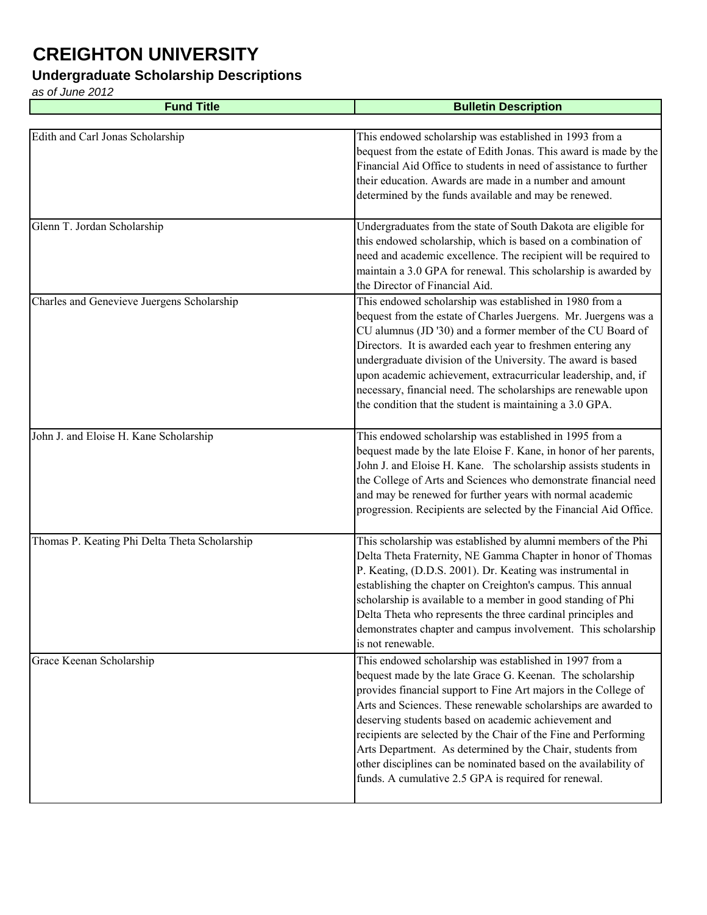# CREIGHTON UNIVERSITY

## Undergraduate Scholarship Descriptions

*as of June 2012*

| Fund Title | Bulletin Description |
|---|---|
| Edith and Carl Jonas Scholarship | This endowed scholarship was established in 1993 from a bequest from the estate of Edith Jonas. This award is made by the Financial Aid Office to students in need of assistance to further their education. Awards are made in a number and amount determined by the funds available and may be renewed. |
| Glenn T. Jordan Scholarship | Undergraduates from the state of South Dakota are eligible for this endowed scholarship, which is based on a combination of need and academic excellence. The recipient will be required to maintain a 3.0 GPA for renewal. This scholarship is awarded by the Director of Financial Aid. |
| Charles and Genevieve Juergens Scholarship | This endowed scholarship was established in 1980 from a bequest from the estate of Charles Juergens. Mr. Juergens was a CU alumnus (JD '30) and a former member of the CU Board of Directors. It is awarded each year to freshmen entering any undergraduate division of the University. The award is based upon academic achievement, extracurricular leadership, and, if necessary, financial need. The scholarships are renewable upon the condition that the student is maintaining a 3.0 GPA. |
| John J. and Eloise H. Kane Scholarship | This endowed scholarship was established in 1995 from a bequest made by the late Eloise F. Kane, in honor of her parents, John J. and Eloise H. Kane. The scholarship assists students in the College of Arts and Sciences who demonstrate financial need and may be renewed for further years with normal academic progression. Recipients are selected by the Financial Aid Office. |
| Thomas P. Keating Phi Delta Theta Scholarship | This scholarship was established by alumni members of the Phi Delta Theta Fraternity, NE Gamma Chapter in honor of Thomas P. Keating, (D.D.S. 2001). Dr. Keating was instrumental in establishing the chapter on Creighton's campus. This annual scholarship is available to a member in good standing of Phi Delta Theta who represents the three cardinal principles and demonstrates chapter and campus involvement. This scholarship is not renewable. |
| Grace Keenan Scholarship | This endowed scholarship was established in 1997 from a bequest made by the late Grace G. Keenan. The scholarship provides financial support to Fine Art majors in the College of Arts and Sciences. These renewable scholarships are awarded to deserving students based on academic achievement and recipients are selected by the Chair of the Fine and Performing Arts Department. As determined by the Chair, students from other disciplines can be nominated based on the availability of funds. A cumulative 2.5 GPA is required for renewal. |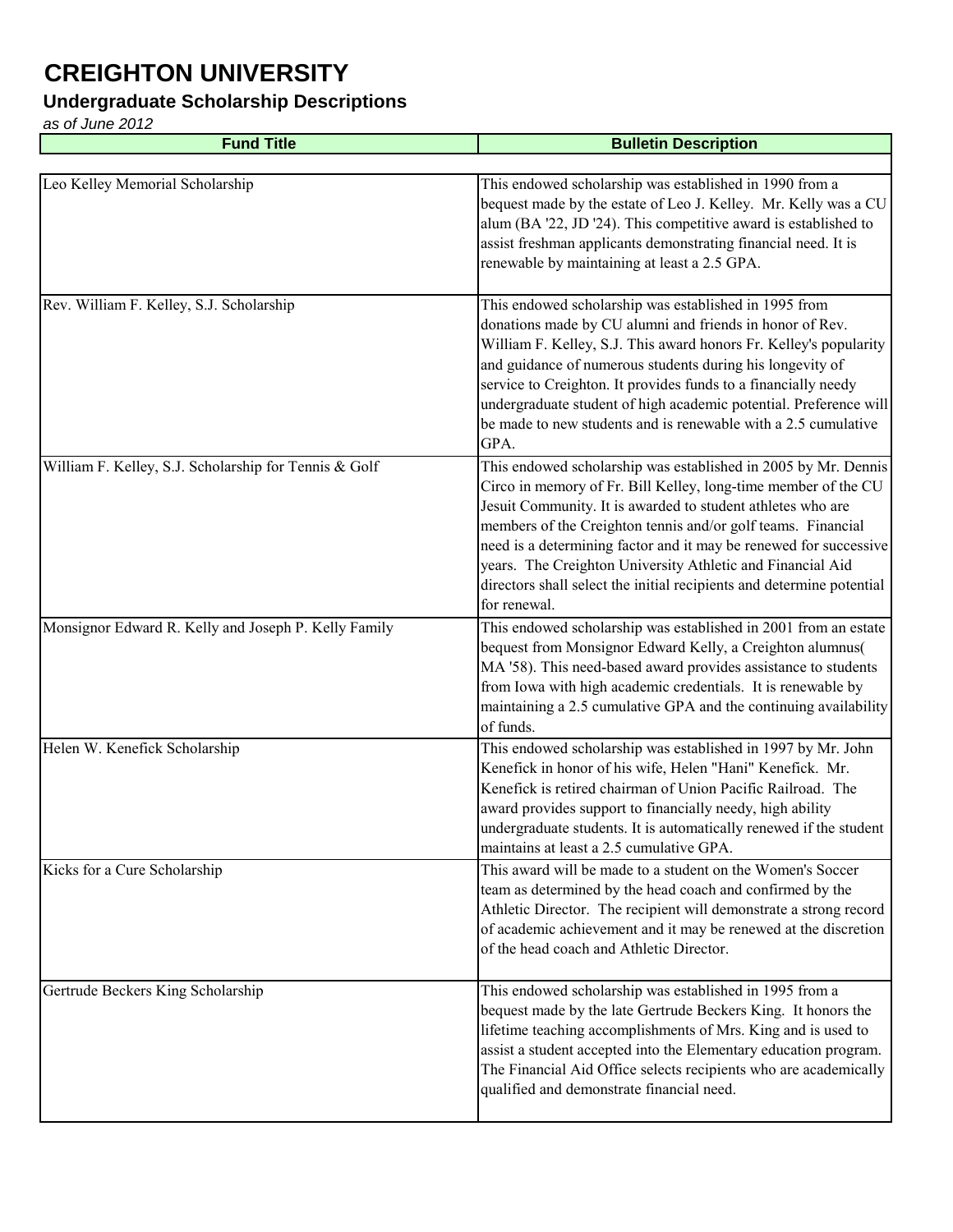# CREIGHTON UNIVERSITY

## Undergraduate Scholarship Descriptions

*as of June 2012*

| Fund Title | Bulletin Description |
|---|---|
| Leo Kelley Memorial Scholarship | This endowed scholarship was established in 1990 from a bequest made by the estate of Leo J. Kelley. Mr. Kelly was a CU alum (BA '22, JD '24). This competitive award is established to assist freshman applicants demonstrating financial need. It is renewable by maintaining at least a 2.5 GPA. |
| Rev. William F. Kelley, S.J. Scholarship | This endowed scholarship was established in 1995 from donations made by CU alumni and friends in honor of Rev. William F. Kelley, S.J. This award honors Fr. Kelley's popularity and guidance of numerous students during his longevity of service to Creighton. It provides funds to a financially needy undergraduate student of high academic potential. Preference will be made to new students and is renewable with a 2.5 cumulative GPA. |
| William F. Kelley, S.J. Scholarship for Tennis & Golf | This endowed scholarship was established in 2005 by Mr. Dennis Circo in memory of Fr. Bill Kelley, long-time member of the CU Jesuit Community. It is awarded to student athletes who are members of the Creighton tennis and/or golf teams. Financial need is a determining factor and it may be renewed for successive years. The Creighton University Athletic and Financial Aid directors shall select the initial recipients and determine potential for renewal. |
| Monsignor Edward R. Kelly and Joseph P. Kelly Family | This endowed scholarship was established in 2001 from an estate bequest from Monsignor Edward Kelly, a Creighton alumnus( MA '58). This need-based award provides assistance to students from Iowa with high academic credentials. It is renewable by maintaining a 2.5 cumulative GPA and the continuing availability of funds. |
| Helen W. Kenefick Scholarship | This endowed scholarship was established in 1997 by Mr. John Kenefick in honor of his wife, Helen "Hani" Kenefick. Mr. Kenefick is retired chairman of Union Pacific Railroad. The award provides support to financially needy, high ability undergraduate students. It is automatically renewed if the student maintains at least a 2.5 cumulative GPA. |
| Kicks for a Cure Scholarship | This award will be made to a student on the Women's Soccer team as determined by the head coach and confirmed by the Athletic Director. The recipient will demonstrate a strong record of academic achievement and it may be renewed at the discretion of the head coach and Athletic Director. |
| Gertrude Beckers King Scholarship | This endowed scholarship was established in 1995 from a bequest made by the late Gertrude Beckers King. It honors the lifetime teaching accomplishments of Mrs. King and is used to assist a student accepted into the Elementary education program. The Financial Aid Office selects recipients who are academically qualified and demonstrate financial need. |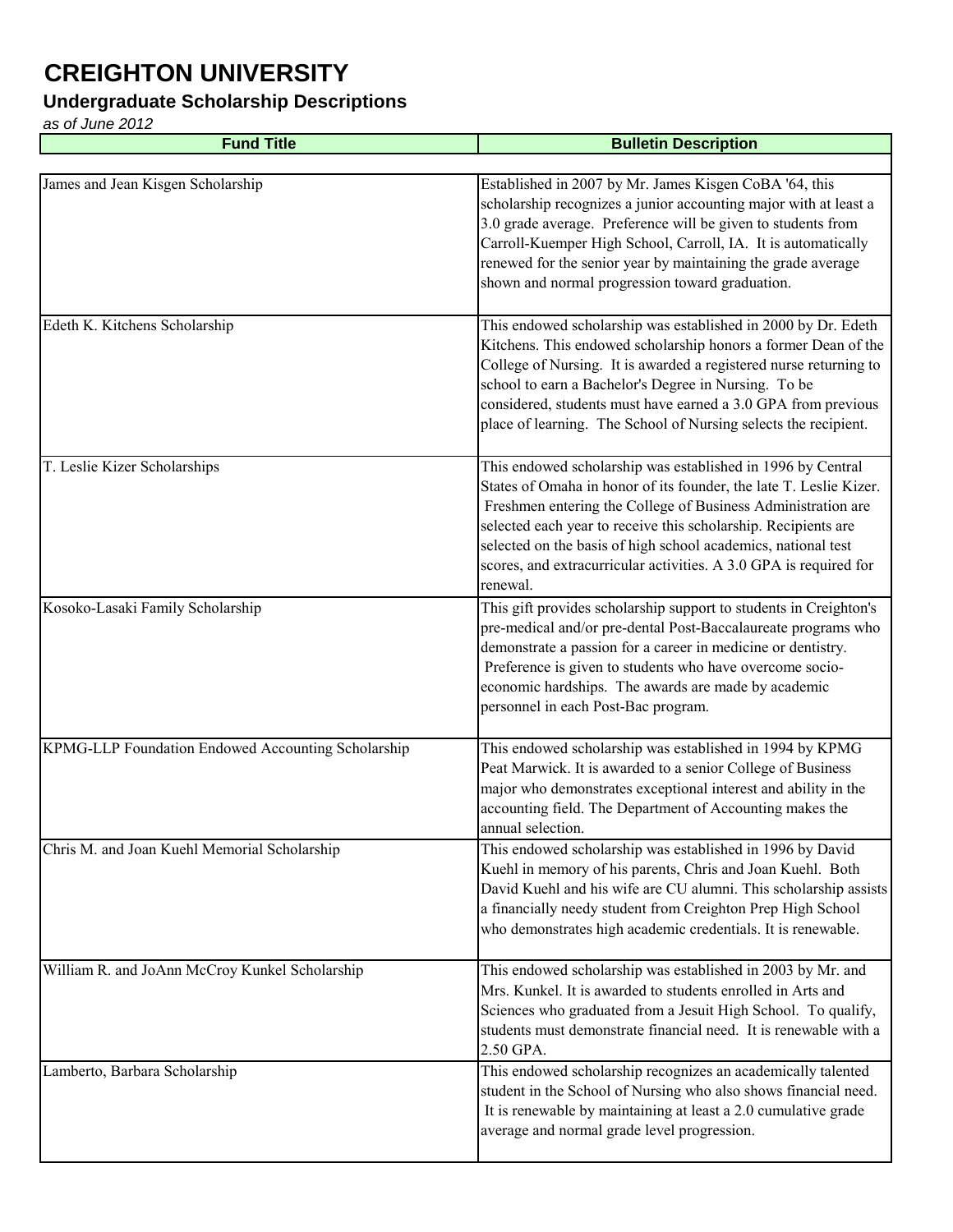# CREIGHTON UNIVERSITY

## Undergraduate Scholarship Descriptions

*as of June 2012*

| Fund Title | Bulletin Description |
|---|---|
| James and Jean Kisgen Scholarship | Established in 2007 by Mr. James Kisgen CoBA '64, this scholarship recognizes a junior accounting major with at least a 3.0 grade average. Preference will be given to students from Carroll-Kuemper High School, Carroll, IA. It is automatically renewed for the senior year by maintaining the grade average shown and normal progression toward graduation. |
| Edeth K. Kitchens Scholarship | This endowed scholarship was established in 2000 by Dr. Edeth Kitchens. This endowed scholarship honors a former Dean of the College of Nursing. It is awarded a registered nurse returning to school to earn a Bachelor's Degree in Nursing. To be considered, students must have earned a 3.0 GPA from previous place of learning. The School of Nursing selects the recipient. |
| T. Leslie Kizer Scholarships | This endowed scholarship was established in 1996 by Central States of Omaha in honor of its founder, the late T. Leslie Kizer. Freshmen entering the College of Business Administration are selected each year to receive this scholarship. Recipients are selected on the basis of high school academics, national test scores, and extracurricular activities. A 3.0 GPA is required for renewal. |
| Kosoko-Lasaki Family Scholarship | This gift provides scholarship support to students in Creighton's pre-medical and/or pre-dental Post-Baccalaureate programs who demonstrate a passion for a career in medicine or dentistry. Preference is given to students who have overcome socio-economic hardships. The awards are made by academic personnel in each Post-Bac program. |
| KPMG-LLP Foundation Endowed Accounting Scholarship | This endowed scholarship was established in 1994 by KPMG Peat Marwick. It is awarded to a senior College of Business major who demonstrates exceptional interest and ability in the accounting field. The Department of Accounting makes the annual selection. |
| Chris M. and Joan Kuehl Memorial Scholarship | This endowed scholarship was established in 1996 by David Kuehl in memory of his parents, Chris and Joan Kuehl. Both David Kuehl and his wife are CU alumni. This scholarship assists a financially needy student from Creighton Prep High School who demonstrates high academic credentials. It is renewable. |
| William R. and JoAnn McCroy Kunkel Scholarship | This endowed scholarship was established in 2003 by Mr. and Mrs. Kunkel. It is awarded to students enrolled in Arts and Sciences who graduated from a Jesuit High School. To qualify, students must demonstrate financial need. It is renewable with a 2.50 GPA. |
| Lamberto, Barbara Scholarship | This endowed scholarship recognizes an academically talented student in the School of Nursing who also shows financial need. It is renewable by maintaining at least a 2.0 cumulative grade average and normal grade level progression. |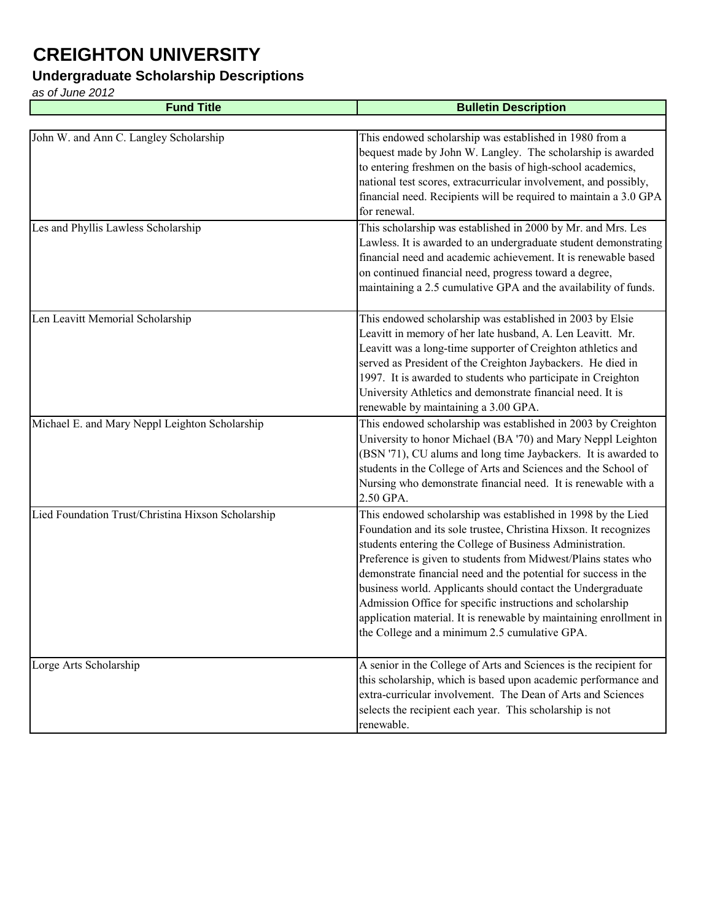# CREIGHTON UNIVERSITY

## Undergraduate Scholarship Descriptions

*as of June 2012*

| Fund Title | Bulletin Description |
|---|---|
| John W. and Ann C. Langley Scholarship | This endowed scholarship was established in 1980 from a bequest made by John W. Langley. The scholarship is awarded to entering freshmen on the basis of high-school academics, national test scores, extracurricular involvement, and possibly, financial need. Recipients will be required to maintain a 3.0 GPA for renewal. |
| Les and Phyllis Lawless Scholarship | This scholarship was established in 2000 by Mr. and Mrs. Les Lawless. It is awarded to an undergraduate student demonstrating financial need and academic achievement. It is renewable based on continued financial need, progress toward a degree, maintaining a 2.5 cumulative GPA and the availability of funds. |
| Len Leavitt Memorial Scholarship | This endowed scholarship was established in 2003 by Elsie Leavitt in memory of her late husband, A. Len Leavitt. Mr. Leavitt was a long-time supporter of Creighton athletics and served as President of the Creighton Jaybackers. He died in 1997. It is awarded to students who participate in Creighton University Athletics and demonstrate financial need. It is renewable by maintaining a 3.00 GPA. |
| Michael E. and Mary Neppl Leighton Scholarship | This endowed scholarship was established in 2003 by Creighton University to honor Michael (BA '70) and Mary Neppl Leighton (BSN '71), CU alums and long time Jaybackers. It is awarded to students in the College of Arts and Sciences and the School of Nursing who demonstrate financial need. It is renewable with a 2.50 GPA. |
| Lied Foundation Trust/Christina Hixson Scholarship | This endowed scholarship was established in 1998 by the Lied Foundation and its sole trustee, Christina Hixson. It recognizes students entering the College of Business Administration. Preference is given to students from Midwest/Plains states who demonstrate financial need and the potential for success in the business world. Applicants should contact the Undergraduate Admission Office for specific instructions and scholarship application material. It is renewable by maintaining enrollment in the College and a minimum 2.5 cumulative GPA. |
| Lorge Arts Scholarship | A senior in the College of Arts and Sciences is the recipient for this scholarship, which is based upon academic performance and extra-curricular involvement. The Dean of Arts and Sciences selects the recipient each year. This scholarship is not renewable. |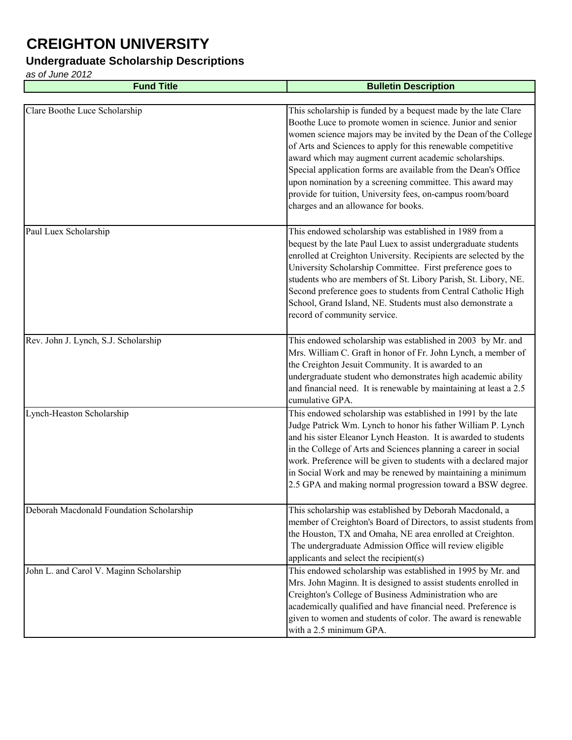# CREIGHTON UNIVERSITY

## Undergraduate Scholarship Descriptions

*as of June 2012*

| Fund Title | Bulletin Description |
|---|---|
| Clare Boothe Luce Scholarship | This scholarship is funded by a bequest made by the late Clare Boothe Luce to promote women in science. Junior and senior women science majors may be invited by the Dean of the College of Arts and Sciences to apply for this renewable competitive award which may augment current academic scholarships. Special application forms are available from the Dean's Office upon nomination by a screening committee. This award may provide for tuition, University fees, on-campus room/board charges and an allowance for books. |
| Paul Luex Scholarship | This endowed scholarship was established in 1989 from a bequest by the late Paul Luex to assist undergraduate students enrolled at Creighton University. Recipients are selected by the University Scholarship Committee. First preference goes to students who are members of St. Libory Parish, St. Libory, NE. Second preference goes to students from Central Catholic High School, Grand Island, NE. Students must also demonstrate a record of community service. |
| Rev. John J. Lynch, S.J. Scholarship | This endowed scholarship was established in 2003 by Mr. and Mrs. William C. Graft in honor of Fr. John Lynch, a member of the Creighton Jesuit Community. It is awarded to an undergraduate student who demonstrates high academic ability and financial need. It is renewable by maintaining at least a 2.5 cumulative GPA. |
| Lynch-Heaston Scholarship | This endowed scholarship was established in 1991 by the late Judge Patrick Wm. Lynch to honor his father William P. Lynch and his sister Eleanor Lynch Heaston. It is awarded to students in the College of Arts and Sciences planning a career in social work. Preference will be given to students with a declared major in Social Work and may be renewed by maintaining a minimum 2.5 GPA and making normal progression toward a BSW degree. |
| Deborah Macdonald Foundation Scholarship | This scholarship was established by Deborah Macdonald, a member of Creighton's Board of Directors, to assist students from the Houston, TX and Omaha, NE area enrolled at Creighton. The undergraduate Admission Office will review eligible applicants and select the recipient(s) |
| John L. and Carol V. Maginn Scholarship | This endowed scholarship was established in 1995 by Mr. and Mrs. John Maginn. It is designed to assist students enrolled in Creighton's College of Business Administration who are academically qualified and have financial need. Preference is given to women and students of color. The award is renewable with a 2.5 minimum GPA. |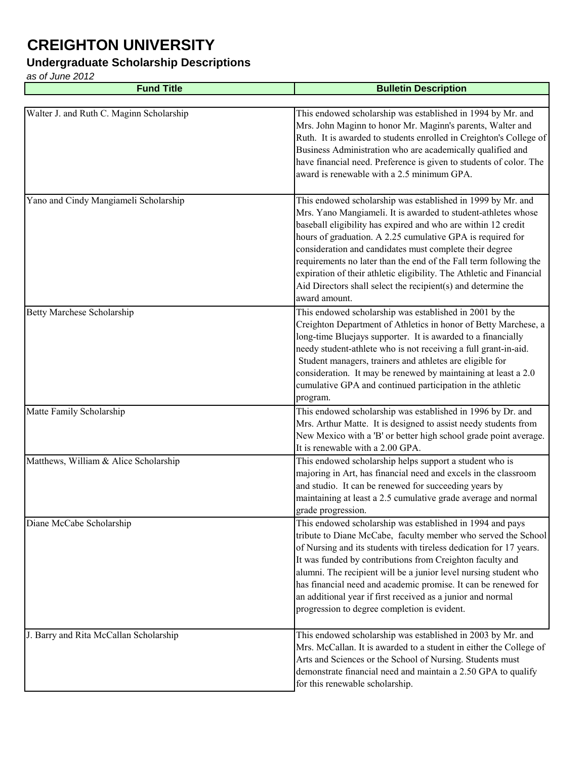# CREIGHTON UNIVERSITY

## Undergraduate Scholarship Descriptions

*as of June 2012*

| Fund Title | Bulletin Description |
|---|---|
| Walter J. and Ruth C. Maginn Scholarship | This endowed scholarship was established in 1994 by Mr. and Mrs. John Maginn to honor Mr. Maginn's parents, Walter and Ruth. It is awarded to students enrolled in Creighton's College of Business Administration who are academically qualified and have financial need. Preference is given to students of color. The award is renewable with a 2.5 minimum GPA. |
| Yano and Cindy Mangiameli Scholarship | This endowed scholarship was established in 1999 by Mr. and Mrs. Yano Mangiameli. It is awarded to student-athletes whose baseball eligibility has expired and who are within 12 credit hours of graduation. A 2.25 cumulative GPA is required for consideration and candidates must complete their degree requirements no later than the end of the Fall term following the expiration of their athletic eligibility. The Athletic and Financial Aid Directors shall select the recipient(s) and determine the award amount. |
| Betty Marchese Scholarship | This endowed scholarship was established in 2001 by the Creighton Department of Athletics in honor of Betty Marchese, a long-time Bluejays supporter. It is awarded to a financially needy student-athlete who is not receiving a full grant-in-aid. Student managers, trainers and athletes are eligible for consideration. It may be renewed by maintaining at least a 2.0 cumulative GPA and continued participation in the athletic program. |
| Matte Family Scholarship | This endowed scholarship was established in 1996 by Dr. and Mrs. Arthur Matte. It is designed to assist needy students from New Mexico with a 'B' or better high school grade point average. It is renewable with a 2.00 GPA. |
| Matthews, William & Alice Scholarship | This endowed scholarship helps support a student who is majoring in Art, has financial need and excels in the classroom and studio. It can be renewed for succeeding years by maintaining at least a 2.5 cumulative grade average and normal grade progression. |
| Diane McCabe Scholarship | This endowed scholarship was established in 1994 and pays tribute to Diane McCabe, faculty member who served the School of Nursing and its students with tireless dedication for 17 years. It was funded by contributions from Creighton faculty and alumni. The recipient will be a junior level nursing student who has financial need and academic promise. It can be renewed for an additional year if first received as a junior and normal progression to degree completion is evident. |
| J. Barry and Rita McCallan Scholarship | This endowed scholarship was established in 2003 by Mr. and Mrs. McCallan. It is awarded to a student in either the College of Arts and Sciences or the School of Nursing. Students must demonstrate financial need and maintain a 2.50 GPA to qualify for this renewable scholarship. |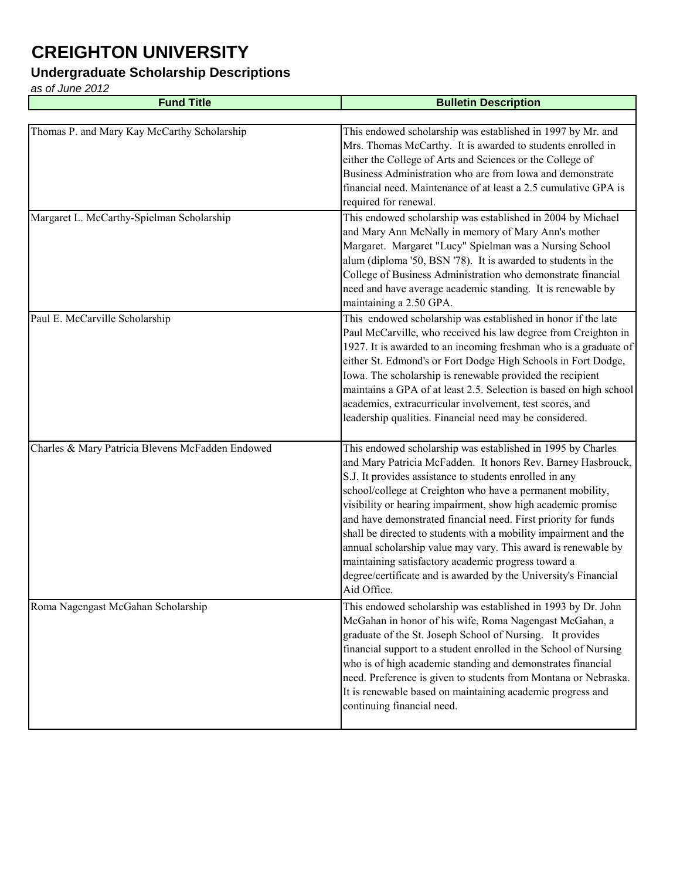# CREIGHTON UNIVERSITY

## Undergraduate Scholarship Descriptions

*as of June 2012*

| Fund Title | Bulletin Description |
|---|---|
| Thomas P. and Mary Kay McCarthy Scholarship | This endowed scholarship was established in 1997 by Mr. and Mrs. Thomas McCarthy. It is awarded to students enrolled in either the College of Arts and Sciences or the College of Business Administration who are from Iowa and demonstrate financial need. Maintenance of at least a 2.5 cumulative GPA is required for renewal. |
| Margaret L. McCarthy-Spielman Scholarship | This endowed scholarship was established in 2004 by Michael and Mary Ann McNally in memory of Mary Ann's mother Margaret. Margaret "Lucy" Spielman was a Nursing School alum (diploma '50, BSN '78). It is awarded to students in the College of Business Administration who demonstrate financial need and have average academic standing. It is renewable by maintaining a 2.50 GPA. |
| Paul E. McCarville Scholarship | This endowed scholarship was established in honor if the late Paul McCarville, who received his law degree from Creighton in 1927. It is awarded to an incoming freshman who is a graduate of either St. Edmond's or Fort Dodge High Schools in Fort Dodge, Iowa. The scholarship is renewable provided the recipient maintains a GPA of at least 2.5. Selection is based on high school academics, extracurricular involvement, test scores, and leadership qualities. Financial need may be considered. |
| Charles & Mary Patricia Blevens McFadden Endowed | This endowed scholarship was established in 1995 by Charles and Mary Patricia McFadden. It honors Rev. Barney Hasbrouck, S.J. It provides assistance to students enrolled in any school/college at Creighton who have a permanent mobility, visibility or hearing impairment, show high academic promise and have demonstrated financial need. First priority for funds shall be directed to students with a mobility impairment and the annual scholarship value may vary. This award is renewable by maintaining satisfactory academic progress toward a degree/certificate and is awarded by the University's Financial Aid Office. |
| Roma Nagengast McGahan Scholarship | This endowed scholarship was established in 1993 by Dr. John McGahan in honor of his wife, Roma Nagengast McGahan, a graduate of the St. Joseph School of Nursing. It provides financial support to a student enrolled in the School of Nursing who is of high academic standing and demonstrates financial need. Preference is given to students from Montana or Nebraska. It is renewable based on maintaining academic progress and continuing financial need. |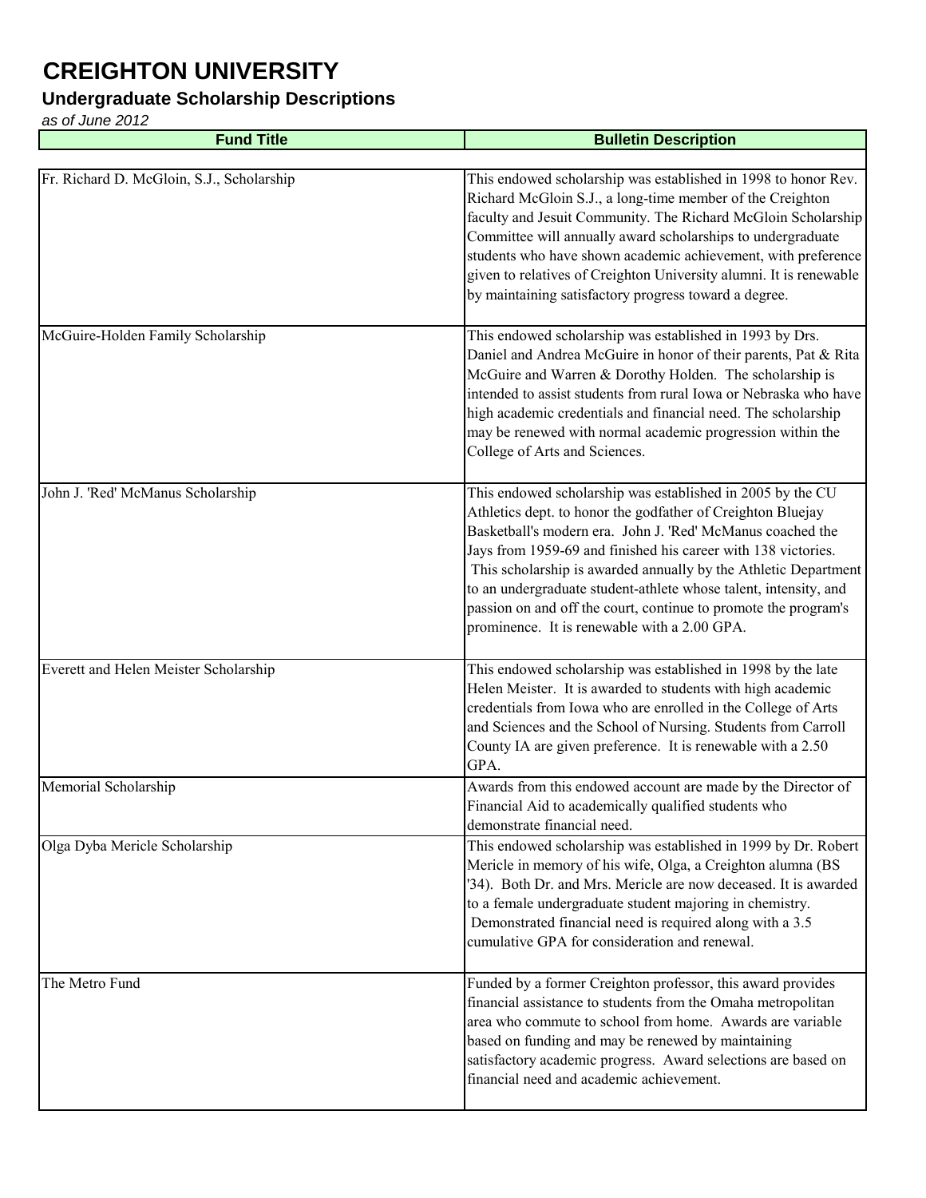# CREIGHTON UNIVERSITY

## Undergraduate Scholarship Descriptions

*as of June 2012*

| Fund Title | Bulletin Description |
|---|---|
| Fr. Richard D. McGloin, S.J., Scholarship | This endowed scholarship was established in 1998 to honor Rev. Richard McGloin S.J., a long-time member of the Creighton faculty and Jesuit Community. The Richard McGloin Scholarship Committee will annually award scholarships to undergraduate students who have shown academic achievement, with preference given to relatives of Creighton University alumni. It is renewable by maintaining satisfactory progress toward a degree. |
| McGuire-Holden Family Scholarship | This endowed scholarship was established in 1993 by Drs. Daniel and Andrea McGuire in honor of their parents, Pat & Rita McGuire and Warren & Dorothy Holden. The scholarship is intended to assist students from rural Iowa or Nebraska who have high academic credentials and financial need. The scholarship may be renewed with normal academic progression within the College of Arts and Sciences. |
| John J. 'Red' McManus Scholarship | This endowed scholarship was established in 2005 by the CU Athletics dept. to honor the godfather of Creighton Bluejay Basketball's modern era. John J. 'Red' McManus coached the Jays from 1959-69 and finished his career with 138 victories. This scholarship is awarded annually by the Athletic Department to an undergraduate student-athlete whose talent, intensity, and passion on and off the court, continue to promote the program's prominence. It is renewable with a 2.00 GPA. |
| Everett and Helen Meister Scholarship | This endowed scholarship was established in 1998 by the late Helen Meister. It is awarded to students with high academic credentials from Iowa who are enrolled in the College of Arts and Sciences and the School of Nursing. Students from Carroll County IA are given preference. It is renewable with a 2.50 GPA. |
| Memorial Scholarship | Awards from this endowed account are made by the Director of Financial Aid to academically qualified students who demonstrate financial need. |
| Olga Dyba Mericle Scholarship | This endowed scholarship was established in 1999 by Dr. Robert Mericle in memory of his wife, Olga, a Creighton alumna (BS '34). Both Dr. and Mrs. Mericle are now deceased. It is awarded to a female undergraduate student majoring in chemistry. Demonstrated financial need is required along with a 3.5 cumulative GPA for consideration and renewal. |
| The Metro Fund | Funded by a former Creighton professor, this award provides financial assistance to students from the Omaha metropolitan area who commute to school from home. Awards are variable based on funding and may be renewed by maintaining satisfactory academic progress. Award selections are based on financial need and academic achievement. |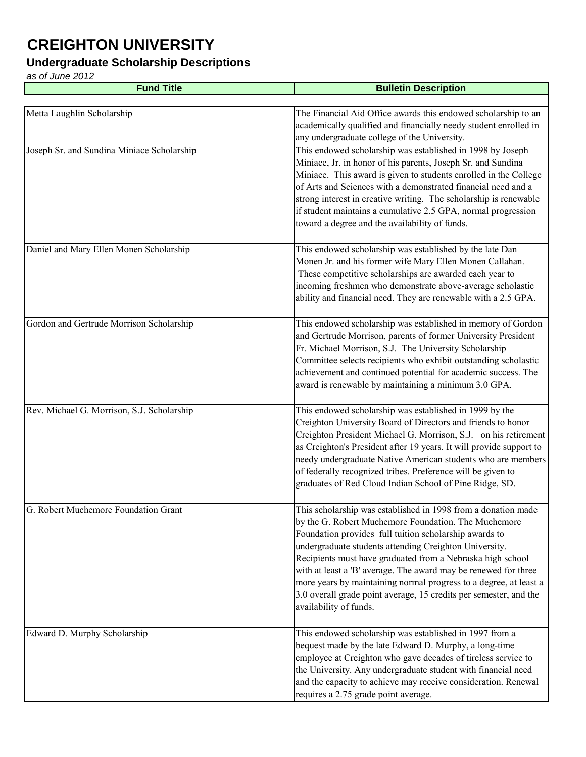# CREIGHTON UNIVERSITY

## Undergraduate Scholarship Descriptions

*as of June 2012*

| Fund Title | Bulletin Description |
|---|---|
| Metta Laughlin Scholarship | The Financial Aid Office awards this endowed scholarship to an academically qualified and financially needy student enrolled in any undergraduate college of the University. |
| Joseph Sr. and Sundina Miniace Scholarship | This endowed scholarship was established in 1998 by Joseph Miniace, Jr. in honor of his parents, Joseph Sr. and Sundina Miniace. This award is given to students enrolled in the College of Arts and Sciences with a demonstrated financial need and a strong interest in creative writing. The scholarship is renewable if student maintains a cumulative 2.5 GPA, normal progression toward a degree and the availability of funds. |
| Daniel and Mary Ellen Monen Scholarship | This endowed scholarship was established by the late Dan Monen Jr. and his former wife Mary Ellen Monen Callahan. These competitive scholarships are awarded each year to incoming freshmen who demonstrate above-average scholastic ability and financial need. They are renewable with a 2.5 GPA. |
| Gordon and Gertrude Morrison Scholarship | This endowed scholarship was established in memory of Gordon and Gertrude Morrison, parents of former University President Fr. Michael Morrison, S.J. The University Scholarship Committee selects recipients who exhibit outstanding scholastic achievement and continued potential for academic success. The award is renewable by maintaining a minimum 3.0 GPA. |
| Rev. Michael G. Morrison, S.J. Scholarship | This endowed scholarship was established in 1999 by the Creighton University Board of Directors and friends to honor Creighton President Michael G. Morrison, S.J. on his retirement as Creighton's President after 19 years. It will provide support to needy undergraduate Native American students who are members of federally recognized tribes. Preference will be given to graduates of Red Cloud Indian School of Pine Ridge, SD. |
| G. Robert Muchemore Foundation Grant | This scholarship was established in 1998 from a donation made by the G. Robert Muchemore Foundation. The Muchemore Foundation provides full tuition scholarship awards to undergraduate students attending Creighton University. Recipients must have graduated from a Nebraska high school with at least a 'B' average. The award may be renewed for three more years by maintaining normal progress to a degree, at least a 3.0 overall grade point average, 15 credits per semester, and the availability of funds. |
| Edward D. Murphy Scholarship | This endowed scholarship was established in 1997 from a bequest made by the late Edward D. Murphy, a long-time employee at Creighton who gave decades of tireless service to the University. Any undergraduate student with financial need and the capacity to achieve may receive consideration. Renewal requires a 2.75 grade point average. |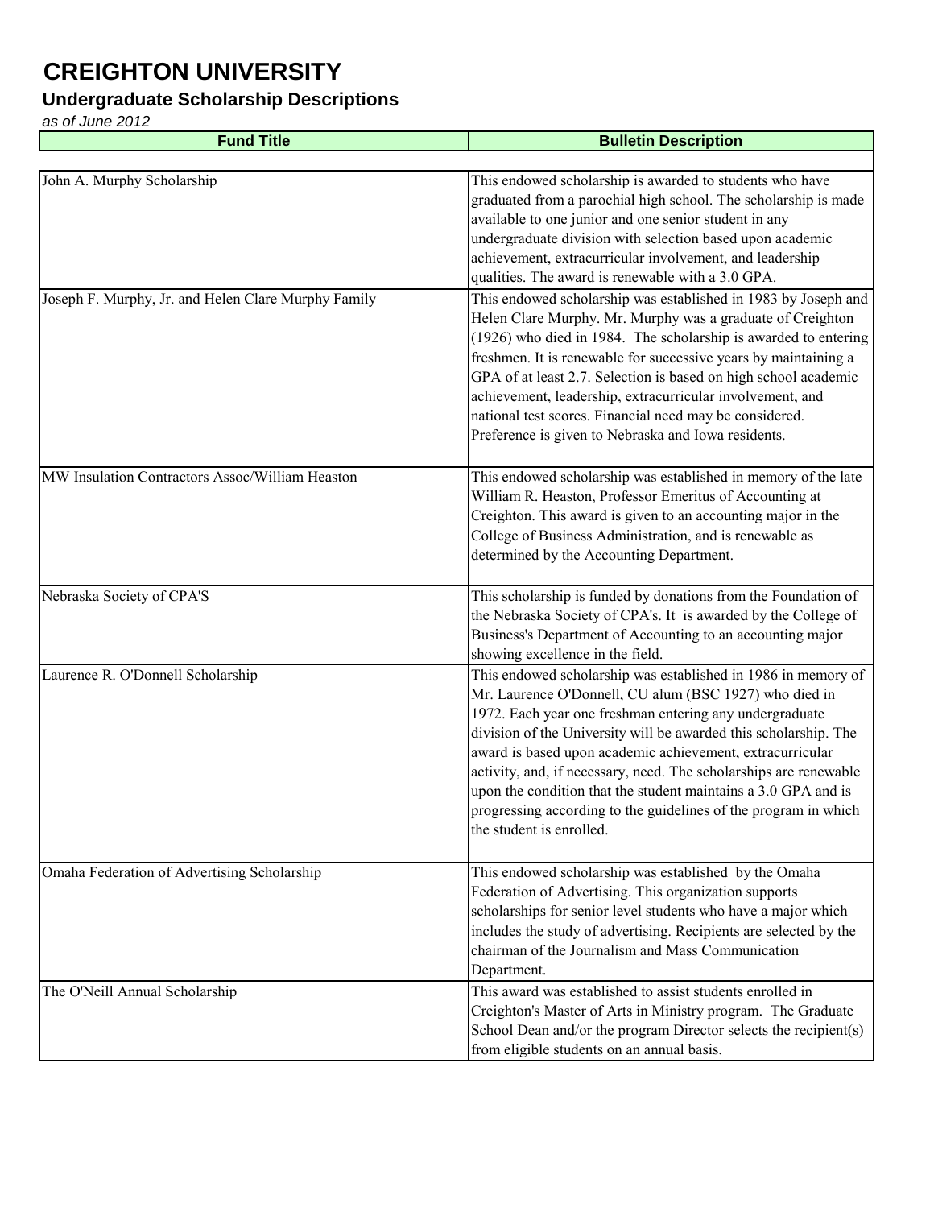# CREIGHTON UNIVERSITY

## Undergraduate Scholarship Descriptions

*as of June 2012*

| Fund Title | Bulletin Description |
|---|---|
| John A. Murphy Scholarship | This endowed scholarship is awarded to students who have graduated from a parochial high school. The scholarship is made available to one junior and one senior student in any undergraduate division with selection based upon academic achievement, extracurricular involvement, and leadership qualities. The award is renewable with a 3.0 GPA. |
| Joseph F. Murphy, Jr. and Helen Clare Murphy Family | This endowed scholarship was established in 1983 by Joseph and Helen Clare Murphy. Mr. Murphy was a graduate of Creighton (1926) who died in 1984. The scholarship is awarded to entering freshmen. It is renewable for successive years by maintaining a GPA of at least 2.7. Selection is based on high school academic achievement, leadership, extracurricular involvement, and national test scores. Financial need may be considered. Preference is given to Nebraska and Iowa residents. |
| MW Insulation Contractors Assoc/William Heaston | This endowed scholarship was established in memory of the late William R. Heaston, Professor Emeritus of Accounting at Creighton. This award is given to an accounting major in the College of Business Administration, and is renewable as determined by the Accounting Department. |
| Nebraska Society of CPA'S | This scholarship is funded by donations from the Foundation of the Nebraska Society of CPA's. It is awarded by the College of Business's Department of Accounting to an accounting major showing excellence in the field. |
| Laurence R. O'Donnell Scholarship | This endowed scholarship was established in 1986 in memory of Mr. Laurence O'Donnell, CU alum (BSC 1927) who died in 1972. Each year one freshman entering any undergraduate division of the University will be awarded this scholarship. The award is based upon academic achievement, extracurricular activity, and, if necessary, need. The scholarships are renewable upon the condition that the student maintains a 3.0 GPA and is progressing according to the guidelines of the program in which the student is enrolled. |
| Omaha Federation of Advertising Scholarship | This endowed scholarship was established by the Omaha Federation of Advertising. This organization supports scholarships for senior level students who have a major which includes the study of advertising. Recipients are selected by the chairman of the Journalism and Mass Communication Department. |
| The O'Neill Annual Scholarship | This award was established to assist students enrolled in Creighton's Master of Arts in Ministry program. The Graduate School Dean and/or the program Director selects the recipient(s) from eligible students on an annual basis. |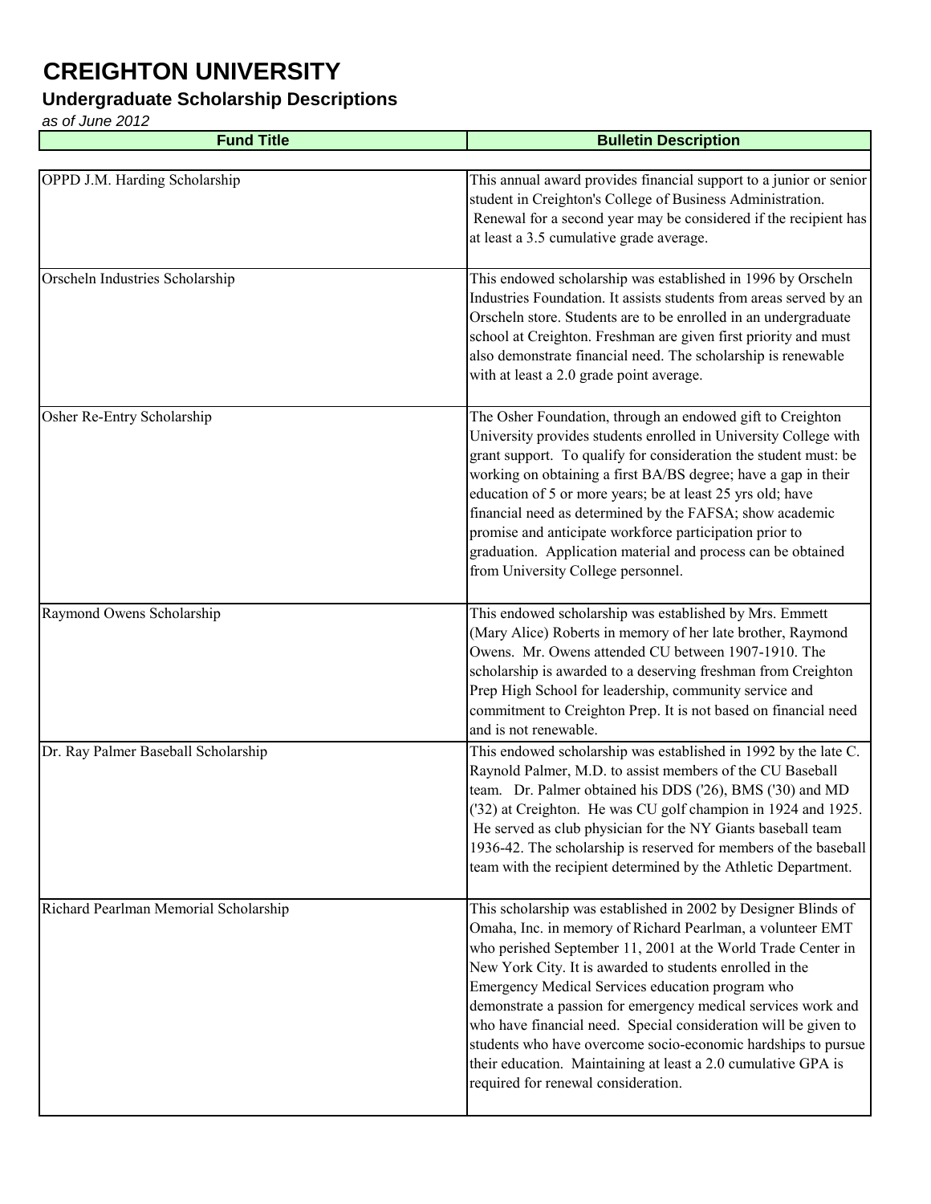# CREIGHTON UNIVERSITY

## Undergraduate Scholarship Descriptions

*as of June 2012*

| Fund Title | Bulletin Description |
|---|---|
| OPPD J.M. Harding Scholarship | This annual award provides financial support to a junior or senior student in Creighton's College of Business Administration. Renewal for a second year may be considered if the recipient has at least a 3.5 cumulative grade average. |
| Orscheln Industries Scholarship | This endowed scholarship was established in 1996 by Orscheln Industries Foundation. It assists students from areas served by an Orscheln store. Students are to be enrolled in an undergraduate school at Creighton. Freshman are given first priority and must also demonstrate financial need. The scholarship is renewable with at least a 2.0 grade point average. |
| Osher Re-Entry Scholarship | The Osher Foundation, through an endowed gift to Creighton University provides students enrolled in University College with grant support. To qualify for consideration the student must: be working on obtaining a first BA/BS degree; have a gap in their education of 5 or more years; be at least 25 yrs old; have financial need as determined by the FAFSA; show academic promise and anticipate workforce participation prior to graduation. Application material and process can be obtained from University College personnel. |
| Raymond Owens Scholarship | This endowed scholarship was established by Mrs. Emmett (Mary Alice) Roberts in memory of her late brother, Raymond Owens. Mr. Owens attended CU between 1907-1910. The scholarship is awarded to a deserving freshman from Creighton Prep High School for leadership, community service and commitment to Creighton Prep. It is not based on financial need and is not renewable. |
| Dr. Ray Palmer Baseball Scholarship | This endowed scholarship was established in 1992 by the late C. Raynold Palmer, M.D. to assist members of the CU Baseball team. Dr. Palmer obtained his DDS ('26), BMS ('30) and MD ('32) at Creighton. He was CU golf champion in 1924 and 1925. He served as club physician for the NY Giants baseball team 1936-42. The scholarship is reserved for members of the baseball team with the recipient determined by the Athletic Department. |
| Richard Pearlman Memorial Scholarship | This scholarship was established in 2002 by Designer Blinds of Omaha, Inc. in memory of Richard Pearlman, a volunteer EMT who perished September 11, 2001 at the World Trade Center in New York City. It is awarded to students enrolled in the Emergency Medical Services education program who demonstrate a passion for emergency medical services work and who have financial need. Special consideration will be given to students who have overcome socio-economic hardships to pursue their education. Maintaining at least a 2.0 cumulative GPA is required for renewal consideration. |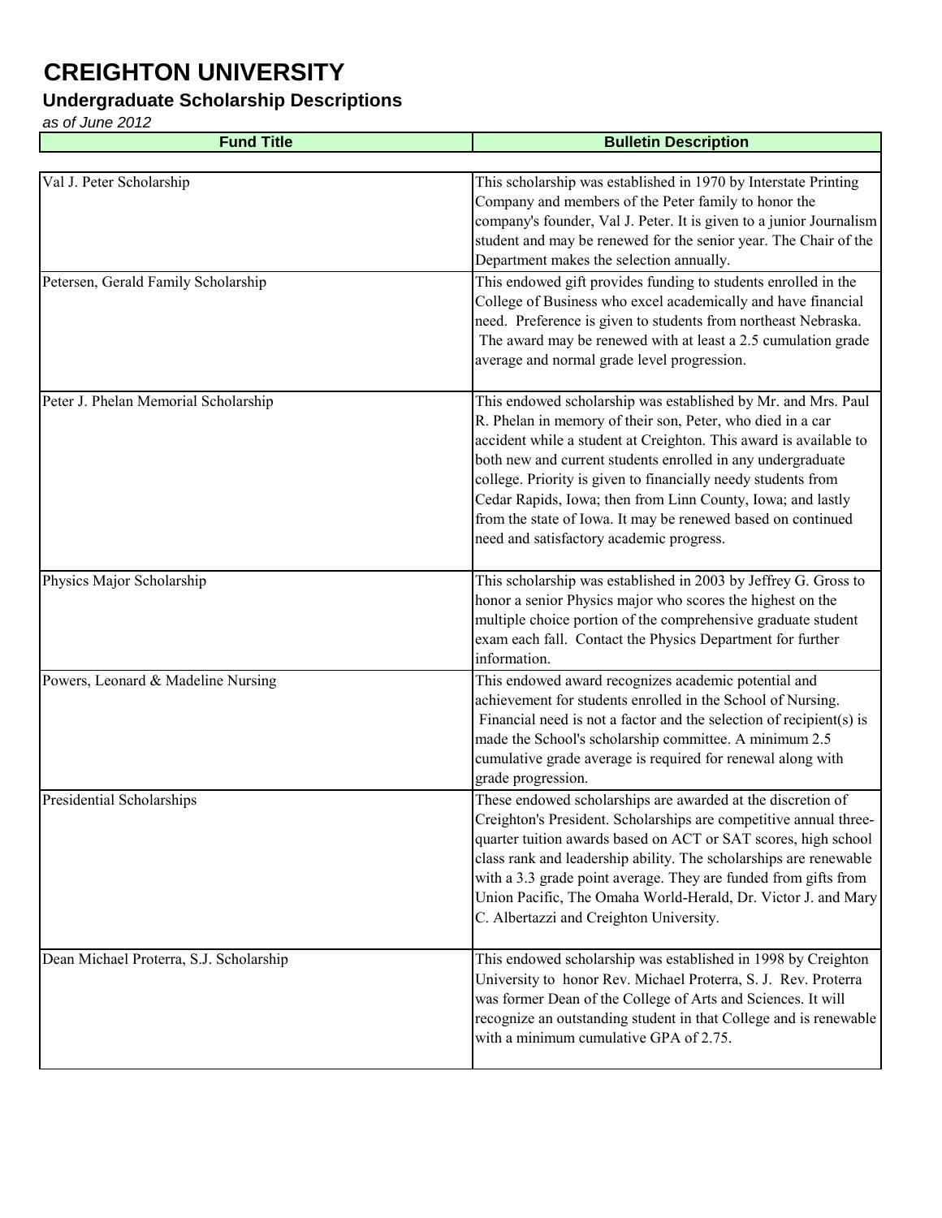# CREIGHTON UNIVERSITY

## Undergraduate Scholarship Descriptions

*as of June 2012*

| Fund Title | Bulletin Description |
|---|---|
| Val J. Peter Scholarship | This scholarship was established in 1970 by Interstate Printing Company and members of the Peter family to honor the company's founder, Val J. Peter. It is given to a junior Journalism student and may be renewed for the senior year. The Chair of the Department makes the selection annually. |
| Petersen, Gerald Family Scholarship | This endowed gift provides funding to students enrolled in the College of Business who excel academically and have financial need. Preference is given to students from northeast Nebraska. The award may be renewed with at least a 2.5 cumulation grade average and normal grade level progression. |
| Peter J. Phelan Memorial Scholarship | This endowed scholarship was established by Mr. and Mrs. Paul R. Phelan in memory of their son, Peter, who died in a car accident while a student at Creighton. This award is available to both new and current students enrolled in any undergraduate college. Priority is given to financially needy students from Cedar Rapids, Iowa; then from Linn County, Iowa; and lastly from the state of Iowa. It may be renewed based on continued need and satisfactory academic progress. |
| Physics Major Scholarship | This scholarship was established in 2003 by Jeffrey G. Gross to honor a senior Physics major who scores the highest on the multiple choice portion of the comprehensive graduate student exam each fall. Contact the Physics Department for further information. |
| Powers, Leonard & Madeline Nursing | This endowed award recognizes academic potential and achievement for students enrolled in the School of Nursing. Financial need is not a factor and the selection of recipient(s) is made the School's scholarship committee. A minimum 2.5 cumulative grade average is required for renewal along with grade progression. |
| Presidential Scholarships | These endowed scholarships are awarded at the discretion of Creighton's President. Scholarships are competitive annual three-quarter tuition awards based on ACT or SAT scores, high school class rank and leadership ability. The scholarships are renewable with a 3.3 grade point average. They are funded from gifts from Union Pacific, The Omaha World-Herald, Dr. Victor J. and Mary C. Albertazzi and Creighton University. |
| Dean Michael Proterra, S.J. Scholarship | This endowed scholarship was established in 1998 by Creighton University to honor Rev. Michael Proterra, S. J. Rev. Proterra was former Dean of the College of Arts and Sciences. It will recognize an outstanding student in that College and is renewable with a minimum cumulative GPA of 2.75. |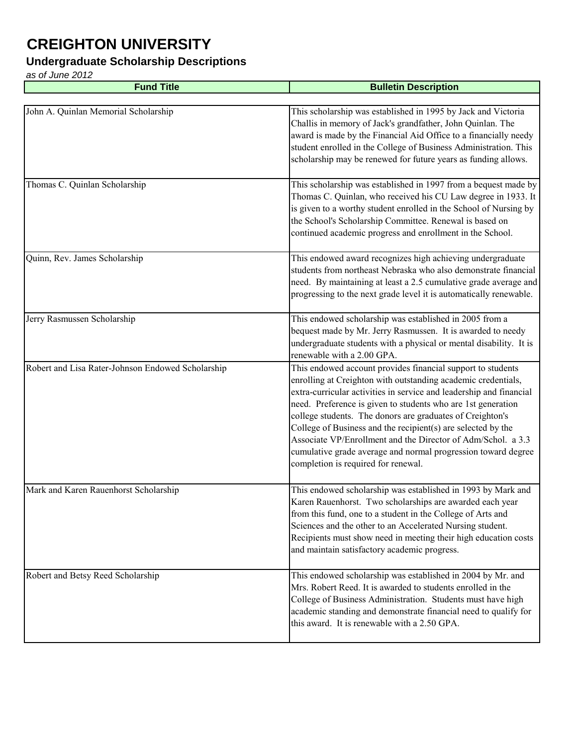# CREIGHTON UNIVERSITY

## Undergraduate Scholarship Descriptions

*as of June 2012*

| Fund Title | Bulletin Description |
|---|---|
| John A. Quinlan Memorial Scholarship | This scholarship was established in 1995 by Jack and Victoria Challis in memory of Jack's grandfather, John Quinlan. The award is made by the Financial Aid Office to a financially needy student enrolled in the College of Business Administration. This scholarship may be renewed for future years as funding allows. |
| Thomas C. Quinlan Scholarship | This scholarship was established in 1997 from a bequest made by Thomas C. Quinlan, who received his CU Law degree in 1933. It is given to a worthy student enrolled in the School of Nursing by the School's Scholarship Committee. Renewal is based on continued academic progress and enrollment in the School. |
| Quinn, Rev. James Scholarship | This endowed award recognizes high achieving undergraduate students from northeast Nebraska who also demonstrate financial need. By maintaining at least a 2.5 cumulative grade average and progressing to the next grade level it is automatically renewable. |
| Jerry Rasmussen Scholarship | This endowed scholarship was established in 2005 from a bequest made by Mr. Jerry Rasmussen. It is awarded to needy undergraduate students with a physical or mental disability. It is renewable with a 2.00 GPA. |
| Robert and Lisa Rater-Johnson Endowed Scholarship | This endowed account provides financial support to students enrolling at Creighton with outstanding academic credentials, extra-curricular activities in service and leadership and financial need. Preference is given to students who are 1st generation college students. The donors are graduates of Creighton's College of Business and the recipient(s) are selected by the Associate VP/Enrollment and the Director of Adm/Schol. a 3.3 cumulative grade average and normal progression toward degree completion is required for renewal. |
| Mark and Karen Rauenhorst Scholarship | This endowed scholarship was established in 1993 by Mark and Karen Rauenhorst. Two scholarships are awarded each year from this fund, one to a student in the College of Arts and Sciences and the other to an Accelerated Nursing student. Recipients must show need in meeting their high education costs and maintain satisfactory academic progress. |
| Robert and Betsy Reed Scholarship | This endowed scholarship was established in 2004 by Mr. and Mrs. Robert Reed. It is awarded to students enrolled in the College of Business Administration. Students must have high academic standing and demonstrate financial need to qualify for this award. It is renewable with a 2.50 GPA. |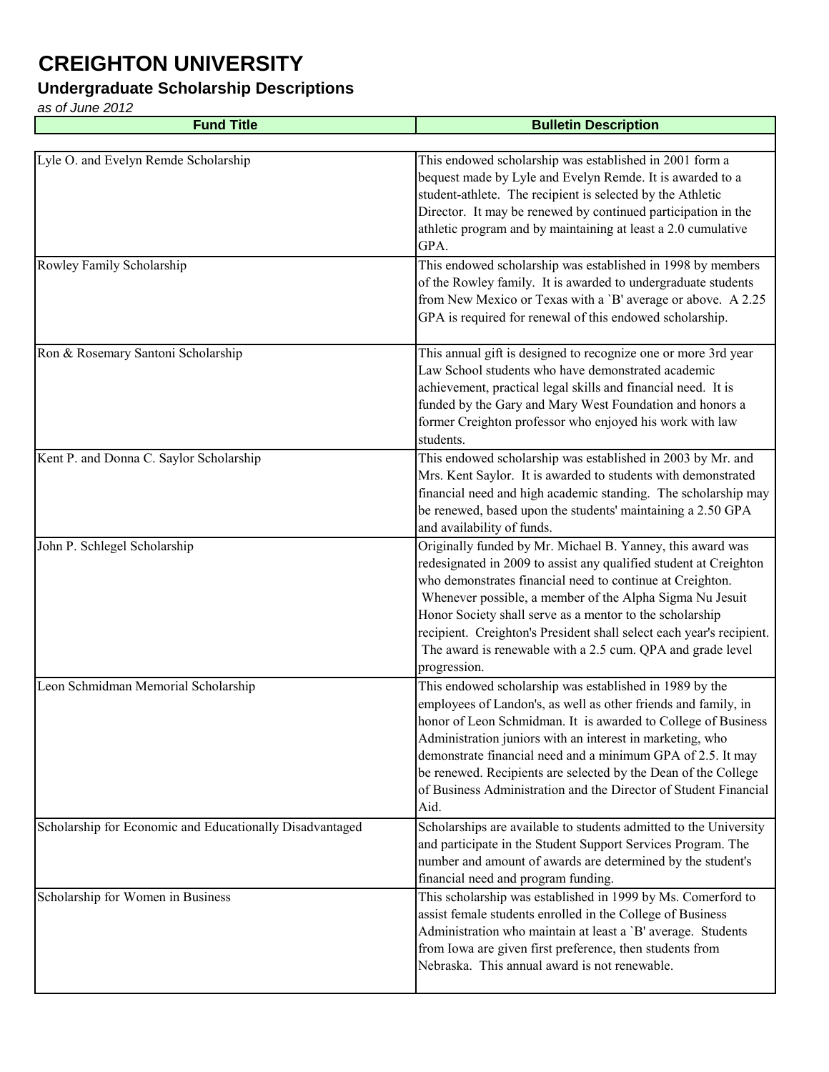# CREIGHTON UNIVERSITY

## Undergraduate Scholarship Descriptions

*as of June 2012*

| Fund Title | Bulletin Description |
|---|---|
| Lyle O. and Evelyn Remde Scholarship | This endowed scholarship was established in 2001 form a bequest made by Lyle and Evelyn Remde. It is awarded to a student-athlete. The recipient is selected by the Athletic Director. It may be renewed by continued participation in the athletic program and by maintaining at least a 2.0 cumulative GPA. |
| Rowley Family Scholarship | This endowed scholarship was established in 1998 by members of the Rowley family. It is awarded to undergraduate students from New Mexico or Texas with a `B' average or above. A 2.25 GPA is required for renewal of this endowed scholarship. |
| Ron & Rosemary Santoni Scholarship | This annual gift is designed to recognize one or more 3rd year Law School students who have demonstrated academic achievement, practical legal skills and financial need. It is funded by the Gary and Mary West Foundation and honors a former Creighton professor who enjoyed his work with law students. |
| Kent P. and Donna C. Saylor Scholarship | This endowed scholarship was established in 2003 by Mr. and Mrs. Kent Saylor. It is awarded to students with demonstrated financial need and high academic standing. The scholarship may be renewed, based upon the students' maintaining a 2.50 GPA and availability of funds. |
| John P. Schlegel Scholarship | Originally funded by Mr. Michael B. Yanney, this award was redesignated in 2009 to assist any qualified student at Creighton who demonstrates financial need to continue at Creighton. Whenever possible, a member of the Alpha Sigma Nu Jesuit Honor Society shall serve as a mentor to the scholarship recipient. Creighton's President shall select each year's recipient. The award is renewable with a 2.5 cum. QPA and grade level progression. |
| Leon Schmidman Memorial Scholarship | This endowed scholarship was established in 1989 by the employees of Landon's, as well as other friends and family, in honor of Leon Schmidman. It is awarded to College of Business Administration juniors with an interest in marketing, who demonstrate financial need and a minimum GPA of 2.5. It may be renewed. Recipients are selected by the Dean of the College of Business Administration and the Director of Student Financial Aid. |
| Scholarship for Economic and Educationally Disadvantaged | Scholarships are available to students admitted to the University and participate in the Student Support Services Program. The number and amount of awards are determined by the student's financial need and program funding. |
| Scholarship for Women in Business | This scholarship was established in 1999 by Ms. Comerford to assist female students enrolled in the College of Business Administration who maintain at least a `B' average. Students from Iowa are given first preference, then students from Nebraska. This annual award is not renewable. |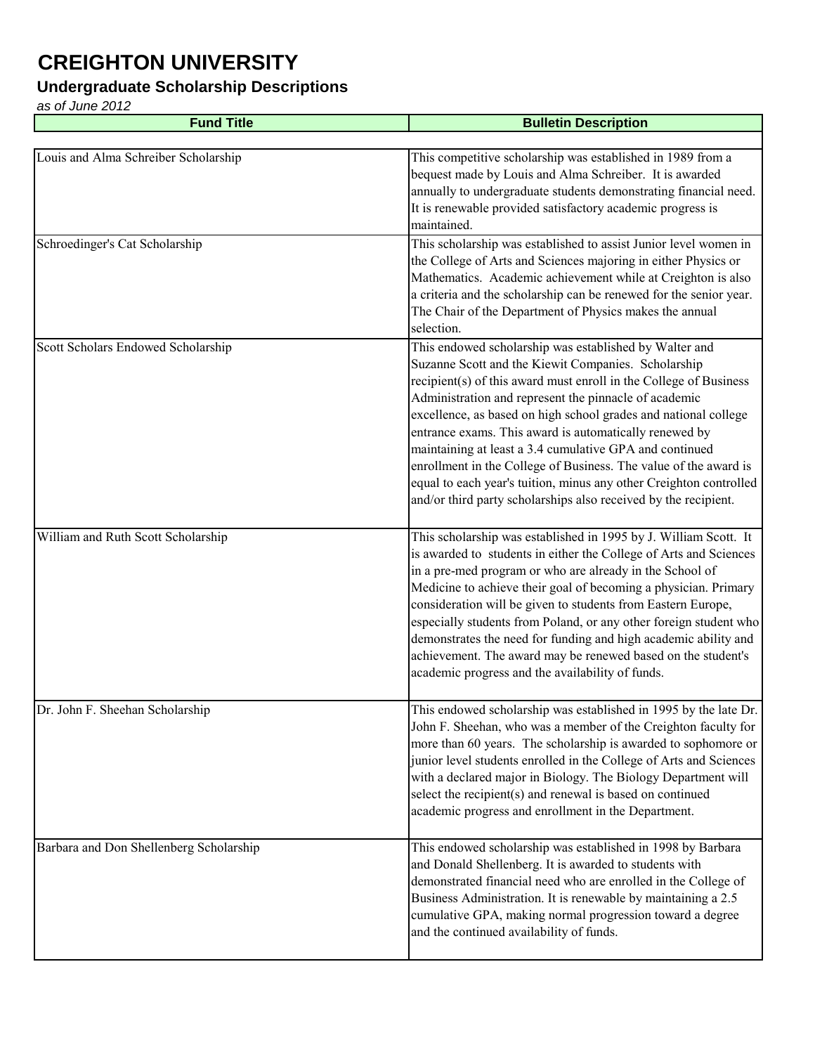# CREIGHTON UNIVERSITY

## Undergraduate Scholarship Descriptions

*as of June 2012*

| Fund Title | Bulletin Description |
|---|---|
| Louis and Alma Schreiber Scholarship | This competitive scholarship was established in 1989 from a bequest made by Louis and Alma Schreiber. It is awarded annually to undergraduate students demonstrating financial need. It is renewable provided satisfactory academic progress is maintained. |
| Schroedinger's Cat Scholarship | This scholarship was established to assist Junior level women in the College of Arts and Sciences majoring in either Physics or Mathematics. Academic achievement while at Creighton is also a criteria and the scholarship can be renewed for the senior year. The Chair of the Department of Physics makes the annual selection. |
| Scott Scholars Endowed Scholarship | This endowed scholarship was established by Walter and Suzanne Scott and the Kiewit Companies. Scholarship recipient(s) of this award must enroll in the College of Business Administration and represent the pinnacle of academic excellence, as based on high school grades and national college entrance exams. This award is automatically renewed by maintaining at least a 3.4 cumulative GPA and continued enrollment in the College of Business. The value of the award is equal to each year's tuition, minus any other Creighton controlled and/or third party scholarships also received by the recipient. |
| William and Ruth Scott Scholarship | This scholarship was established in 1995 by J. William Scott. It is awarded to students in either the College of Arts and Sciences in a pre-med program or who are already in the School of Medicine to achieve their goal of becoming a physician. Primary consideration will be given to students from Eastern Europe, especially students from Poland, or any other foreign student who demonstrates the need for funding and high academic ability and achievement. The award may be renewed based on the student's academic progress and the availability of funds. |
| Dr. John F. Sheehan Scholarship | This endowed scholarship was established in 1995 by the late Dr. John F. Sheehan, who was a member of the Creighton faculty for more than 60 years. The scholarship is awarded to sophomore or junior level students enrolled in the College of Arts and Sciences with a declared major in Biology. The Biology Department will select the recipient(s) and renewal is based on continued academic progress and enrollment in the Department. |
| Barbara and Don Shellenberg Scholarship | This endowed scholarship was established in 1998 by Barbara and Donald Shellenberg. It is awarded to students with demonstrated financial need who are enrolled in the College of Business Administration. It is renewable by maintaining a 2.5 cumulative GPA, making normal progression toward a degree and the continued availability of funds. |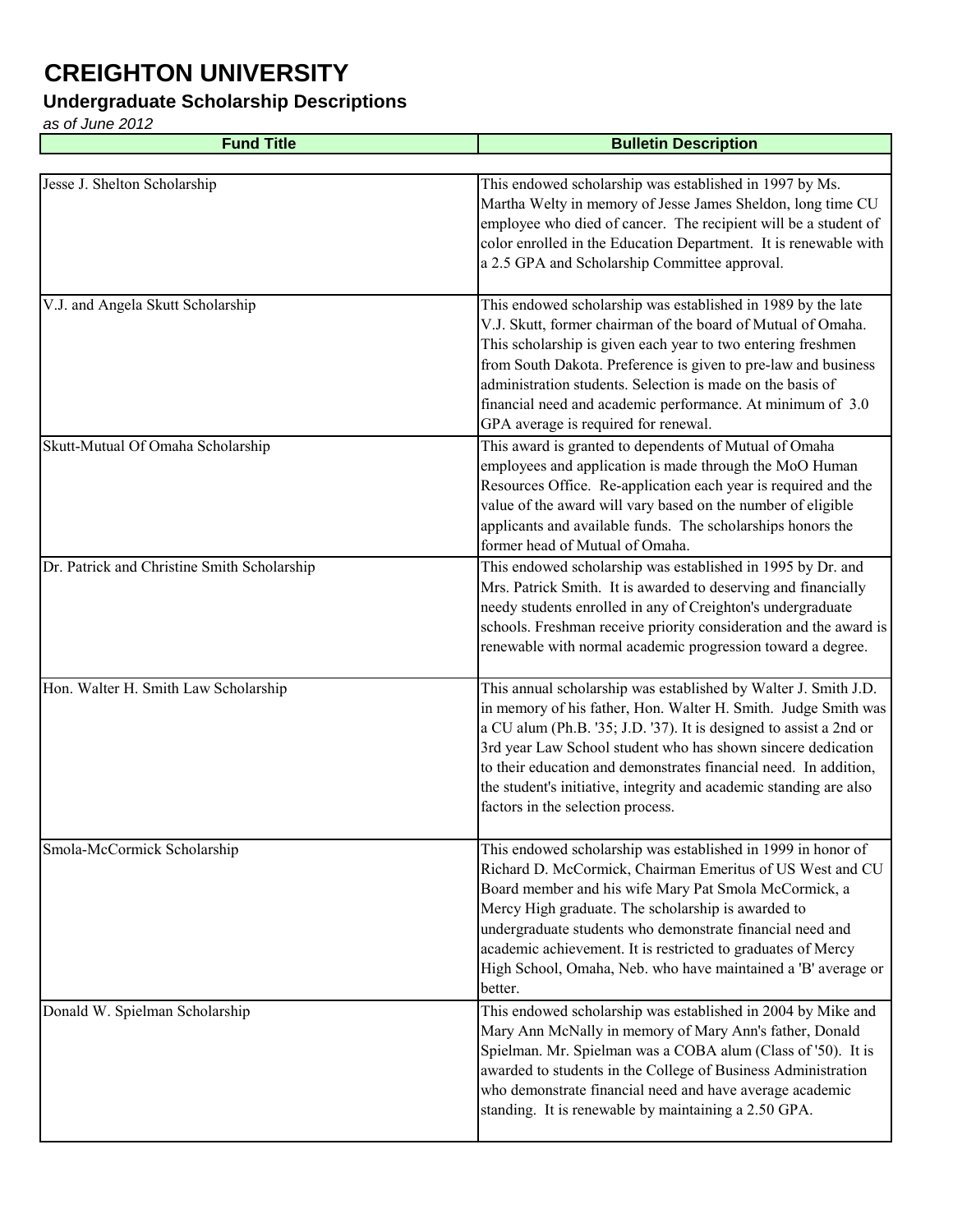# CREIGHTON UNIVERSITY

## Undergraduate Scholarship Descriptions

*as of June 2012*

| Fund Title | Bulletin Description |
|---|---|
| Jesse J. Shelton Scholarship | This endowed scholarship was established in 1997 by Ms. Martha Welty in memory of Jesse James Sheldon, long time CU employee who died of cancer. The recipient will be a student of color enrolled in the Education Department. It is renewable with a 2.5 GPA and Scholarship Committee approval. |
| V.J. and Angela Skutt Scholarship | This endowed scholarship was established in 1989 by the late V.J. Skutt, former chairman of the board of Mutual of Omaha. This scholarship is given each year to two entering freshmen from South Dakota. Preference is given to pre-law and business administration students. Selection is made on the basis of financial need and academic performance. At minimum of 3.0 GPA average is required for renewal. |
| Skutt-Mutual Of Omaha Scholarship | This award is granted to dependents of Mutual of Omaha employees and application is made through the MoO Human Resources Office. Re-application each year is required and the value of the award will vary based on the number of eligible applicants and available funds. The scholarships honors the former head of Mutual of Omaha. |
| Dr. Patrick and Christine Smith Scholarship | This endowed scholarship was established in 1995 by Dr. and Mrs. Patrick Smith. It is awarded to deserving and financially needy students enrolled in any of Creighton's undergraduate schools. Freshman receive priority consideration and the award is renewable with normal academic progression toward a degree. |
| Hon. Walter H. Smith Law Scholarship | This annual scholarship was established by Walter J. Smith J.D. in memory of his father, Hon. Walter H. Smith. Judge Smith was a CU alum (Ph.B. '35; J.D. '37). It is designed to assist a 2nd or 3rd year Law School student who has shown sincere dedication to their education and demonstrates financial need. In addition, the student's initiative, integrity and academic standing are also factors in the selection process. |
| Smola-McCormick Scholarship | This endowed scholarship was established in 1999 in honor of Richard D. McCormick, Chairman Emeritus of US West and CU Board member and his wife Mary Pat Smola McCormick, a Mercy High graduate. The scholarship is awarded to undergraduate students who demonstrate financial need and academic achievement. It is restricted to graduates of Mercy High School, Omaha, Neb. who have maintained a 'B' average or better. |
| Donald W. Spielman Scholarship | This endowed scholarship was established in 2004 by Mike and Mary Ann McNally in memory of Mary Ann's father, Donald Spielman. Mr. Spielman was a COBA alum (Class of '50). It is awarded to students in the College of Business Administration who demonstrate financial need and have average academic standing. It is renewable by maintaining a 2.50 GPA. |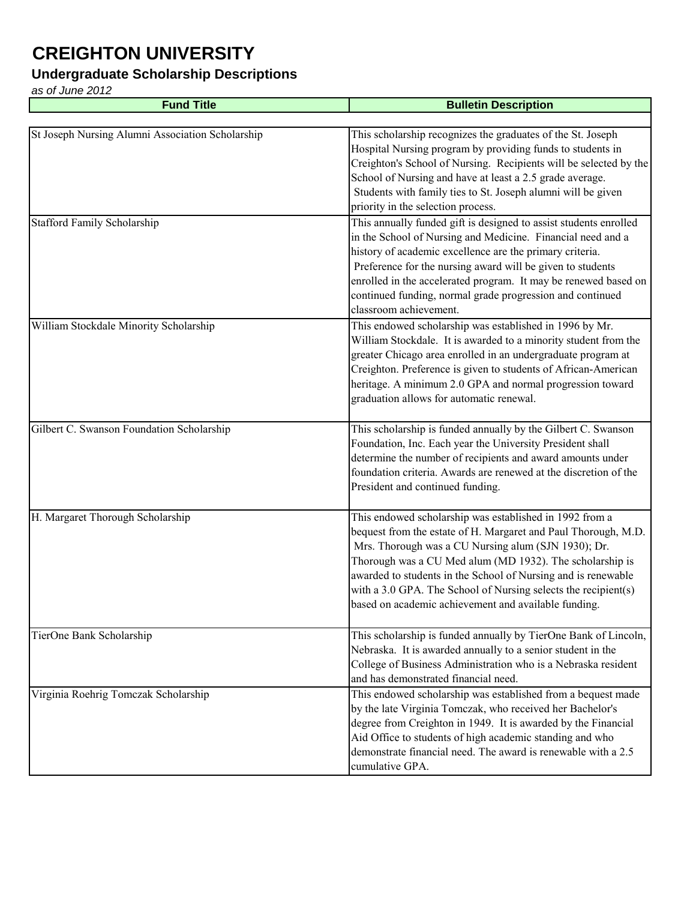# CREIGHTON UNIVERSITY

## Undergraduate Scholarship Descriptions

*as of June 2012*

| Fund Title | Bulletin Description |
|---|---|
| St Joseph Nursing Alumni Association Scholarship | This scholarship recognizes the graduates of the St. Joseph Hospital Nursing program by providing funds to students in Creighton's School of Nursing. Recipients will be selected by the School of Nursing and have at least a 2.5 grade average. Students with family ties to St. Joseph alumni will be given priority in the selection process. |
| Stafford Family Scholarship | This annually funded gift is designed to assist students enrolled in the School of Nursing and Medicine. Financial need and a history of academic excellence are the primary criteria. Preference for the nursing award will be given to students enrolled in the accelerated program. It may be renewed based on continued funding, normal grade progression and continued classroom achievement. |
| William Stockdale Minority Scholarship | This endowed scholarship was established in 1996 by Mr. William Stockdale. It is awarded to a minority student from the greater Chicago area enrolled in an undergraduate program at Creighton. Preference is given to students of African-American heritage. A minimum 2.0 GPA and normal progression toward graduation allows for automatic renewal. |
| Gilbert C. Swanson Foundation Scholarship | This scholarship is funded annually by the Gilbert C. Swanson Foundation, Inc. Each year the University President shall determine the number of recipients and award amounts under foundation criteria. Awards are renewed at the discretion of the President and continued funding. |
| H. Margaret Thorough Scholarship | This endowed scholarship was established in 1992 from a bequest from the estate of H. Margaret and Paul Thorough, M.D. Mrs. Thorough was a CU Nursing alum (SJN 1930); Dr. Thorough was a CU Med alum (MD 1932). The scholarship is awarded to students in the School of Nursing and is renewable with a 3.0 GPA. The School of Nursing selects the recipient(s) based on academic achievement and available funding. |
| TierOne Bank Scholarship | This scholarship is funded annually by TierOne Bank of Lincoln, Nebraska. It is awarded annually to a senior student in the College of Business Administration who is a Nebraska resident and has demonstrated financial need. |
| Virginia Roehrig Tomczak Scholarship | This endowed scholarship was established from a bequest made by the late Virginia Tomczak, who received her Bachelor's degree from Creighton in 1949. It is awarded by the Financial Aid Office to students of high academic standing and who demonstrate financial need. The award is renewable with a 2.5 cumulative GPA. |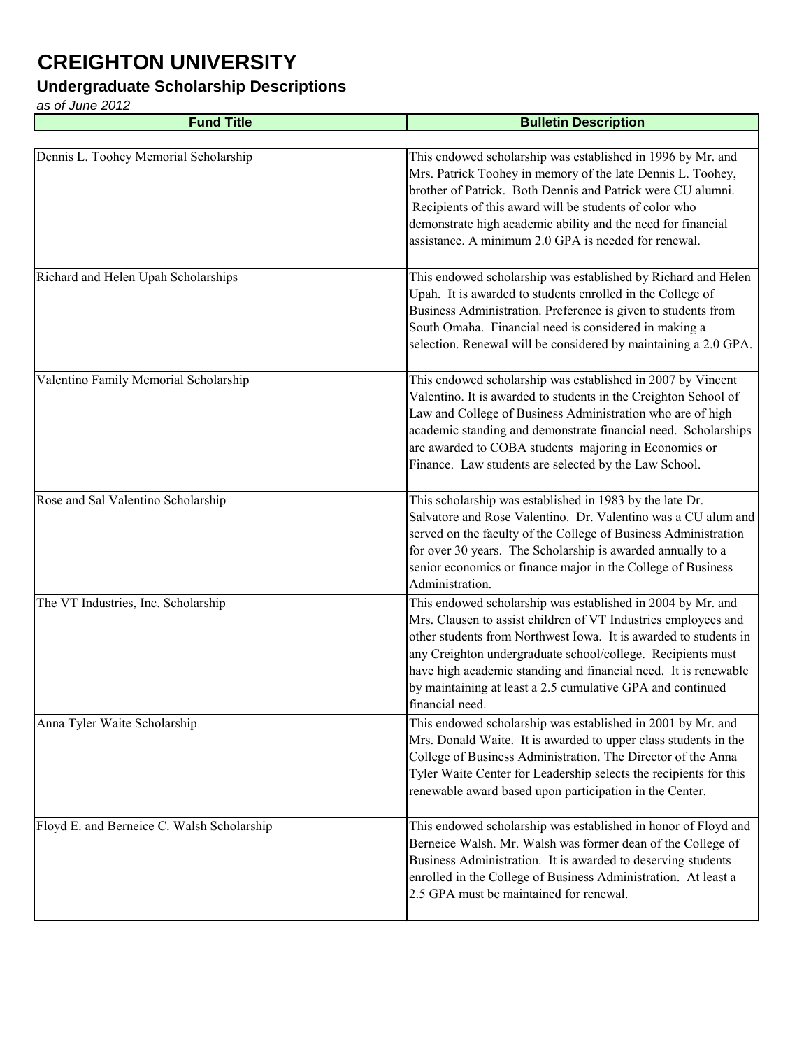# CREIGHTON UNIVERSITY

## Undergraduate Scholarship Descriptions

*as of June 2012*

| Fund Title | Bulletin Description |
| --- | --- |
| Dennis L. Toohey Memorial Scholarship | This endowed scholarship was established in 1996 by Mr. and Mrs. Patrick Toohey in memory of the late Dennis L. Toohey, brother of Patrick. Both Dennis and Patrick were CU alumni. Recipients of this award will be students of color who demonstrate high academic ability and the need for financial assistance. A minimum 2.0 GPA is needed for renewal. |
| Richard and Helen Upah Scholarships | This endowed scholarship was established by Richard and Helen Upah. It is awarded to students enrolled in the College of Business Administration. Preference is given to students from South Omaha. Financial need is considered in making a selection. Renewal will be considered by maintaining a 2.0 GPA. |
| Valentino Family Memorial Scholarship | This endowed scholarship was established in 2007 by Vincent Valentino. It is awarded to students in the Creighton School of Law and College of Business Administration who are of high academic standing and demonstrate financial need. Scholarships are awarded to COBA students majoring in Economics or Finance. Law students are selected by the Law School. |
| Rose and Sal Valentino Scholarship | This scholarship was established in 1983 by the late Dr. Salvatore and Rose Valentino. Dr. Valentino was a CU alum and served on the faculty of the College of Business Administration for over 30 years. The Scholarship is awarded annually to a senior economics or finance major in the College of Business Administration. |
| The VT Industries, Inc. Scholarship | This endowed scholarship was established in 2004 by Mr. and Mrs. Clausen to assist children of VT Industries employees and other students from Northwest Iowa. It is awarded to students in any Creighton undergraduate school/college. Recipients must have high academic standing and financial need. It is renewable by maintaining at least a 2.5 cumulative GPA and continued financial need. |
| Anna Tyler Waite Scholarship | This endowed scholarship was established in 2001 by Mr. and Mrs. Donald Waite. It is awarded to upper class students in the College of Business Administration. The Director of the Anna Tyler Waite Center for Leadership selects the recipients for this renewable award based upon participation in the Center. |
| Floyd E. and Berneice C. Walsh Scholarship | This endowed scholarship was established in honor of Floyd and Berneice Walsh. Mr. Walsh was former dean of the College of Business Administration. It is awarded to deserving students enrolled in the College of Business Administration. At least a 2.5 GPA must be maintained for renewal. |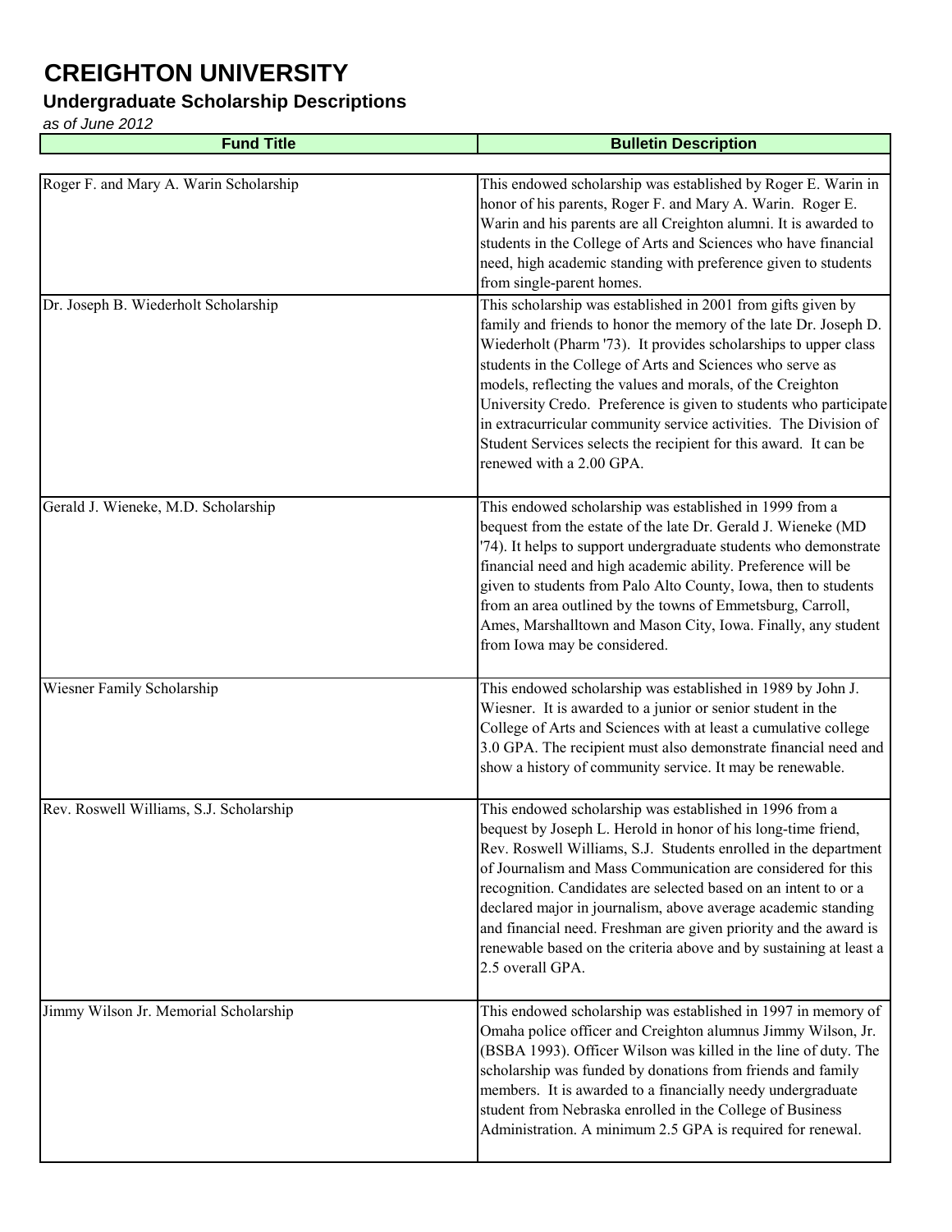# CREIGHTON UNIVERSITY

## Undergraduate Scholarship Descriptions

*as of June 2012*

| Fund Title | Bulletin Description |
|---|---|
| Roger F. and Mary A. Warin Scholarship | This endowed scholarship was established by Roger E. Warin in honor of his parents, Roger F. and Mary A. Warin. Roger E. Warin and his parents are all Creighton alumni. It is awarded to students in the College of Arts and Sciences who have financial need, high academic standing with preference given to students from single-parent homes. |
| Dr. Joseph B. Wiederholt Scholarship | This scholarship was established in 2001 from gifts given by family and friends to honor the memory of the late Dr. Joseph D. Wiederholt (Pharm '73). It provides scholarships to upper class students in the College of Arts and Sciences who serve as models, reflecting the values and morals, of the Creighton University Credo. Preference is given to students who participate in extracurricular community service activities. The Division of Student Services selects the recipient for this award. It can be renewed with a 2.00 GPA. |
| Gerald J. Wieneke, M.D. Scholarship | This endowed scholarship was established in 1999 from a bequest from the estate of the late Dr. Gerald J. Wieneke (MD '74). It helps to support undergraduate students who demonstrate financial need and high academic ability. Preference will be given to students from Palo Alto County, Iowa, then to students from an area outlined by the towns of Emmetsburg, Carroll, Ames, Marshalltown and Mason City, Iowa. Finally, any student from Iowa may be considered. |
| Wiesner Family Scholarship | This endowed scholarship was established in 1989 by John J. Wiesner. It is awarded to a junior or senior student in the College of Arts and Sciences with at least a cumulative college 3.0 GPA. The recipient must also demonstrate financial need and show a history of community service. It may be renewable. |
| Rev. Roswell Williams, S.J. Scholarship | This endowed scholarship was established in 1996 from a bequest by Joseph L. Herold in honor of his long-time friend, Rev. Roswell Williams, S.J. Students enrolled in the department of Journalism and Mass Communication are considered for this recognition. Candidates are selected based on an intent to or a declared major in journalism, above average academic standing and financial need. Freshman are given priority and the award is renewable based on the criteria above and by sustaining at least a 2.5 overall GPA. |
| Jimmy Wilson Jr. Memorial Scholarship | This endowed scholarship was established in 1997 in memory of Omaha police officer and Creighton alumnus Jimmy Wilson, Jr. (BSBA 1993). Officer Wilson was killed in the line of duty. The scholarship was funded by donations from friends and family members. It is awarded to a financially needy undergraduate student from Nebraska enrolled in the College of Business Administration. A minimum 2.5 GPA is required for renewal. |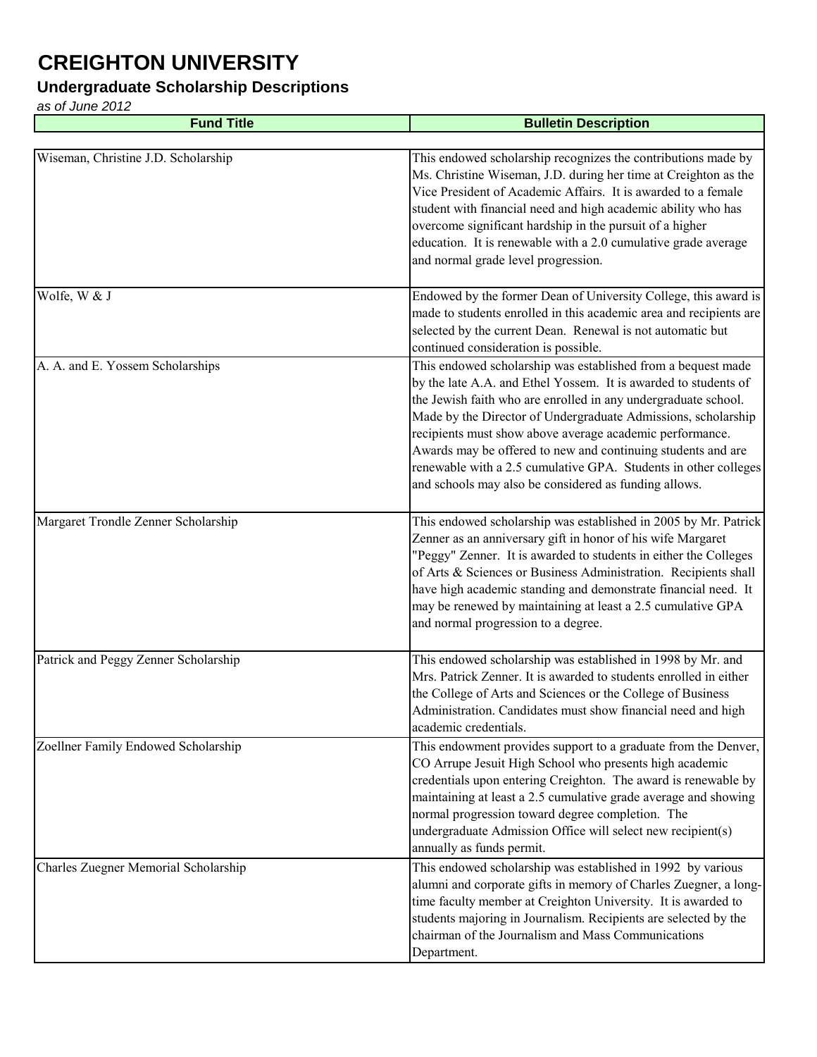# CREIGHTON UNIVERSITY

## Undergraduate Scholarship Descriptions

*as of June 2012*

| Fund Title | Bulletin Description |
|---|---|
| Wiseman, Christine J.D. Scholarship | This endowed scholarship recognizes the contributions made by Ms. Christine Wiseman, J.D. during her time at Creighton as the Vice President of Academic Affairs. It is awarded to a female student with financial need and high academic ability who has overcome significant hardship in the pursuit of a higher education. It is renewable with a 2.0 cumulative grade average and normal grade level progression. |
| Wolfe, W & J | Endowed by the former Dean of University College, this award is made to students enrolled in this academic area and recipients are selected by the current Dean. Renewal is not automatic but continued consideration is possible. |
| A. A. and E. Yossem Scholarships | This endowed scholarship was established from a bequest made by the late A.A. and Ethel Yossem. It is awarded to students of the Jewish faith who are enrolled in any undergraduate school. Made by the Director of Undergraduate Admissions, scholarship recipients must show above average academic performance. Awards may be offered to new and continuing students and are renewable with a 2.5 cumulative GPA. Students in other colleges and schools may also be considered as funding allows. |
| Margaret Trondle Zenner Scholarship | This endowed scholarship was established in 2005 by Mr. Patrick Zenner as an anniversary gift in honor of his wife Margaret "Peggy" Zenner. It is awarded to students in either the Colleges of Arts & Sciences or Business Administration. Recipients shall have high academic standing and demonstrate financial need. It may be renewed by maintaining at least a 2.5 cumulative GPA and normal progression to a degree. |
| Patrick and Peggy Zenner Scholarship | This endowed scholarship was established in 1998 by Mr. and Mrs. Patrick Zenner. It is awarded to students enrolled in either the College of Arts and Sciences or the College of Business Administration. Candidates must show financial need and high academic credentials. |
| Zoellner Family Endowed Scholarship | This endowment provides support to a graduate from the Denver, CO Arrupe Jesuit High School who presents high academic credentials upon entering Creighton. The award is renewable by maintaining at least a 2.5 cumulative grade average and showing normal progression toward degree completion. The undergraduate Admission Office will select new recipient(s) annually as funds permit. |
| Charles Zuegner Memorial Scholarship | This endowed scholarship was established in 1992 by various alumni and corporate gifts in memory of Charles Zuegner, a long-time faculty member at Creighton University. It is awarded to students majoring in Journalism. Recipients are selected by the chairman of the Journalism and Mass Communications Department. |